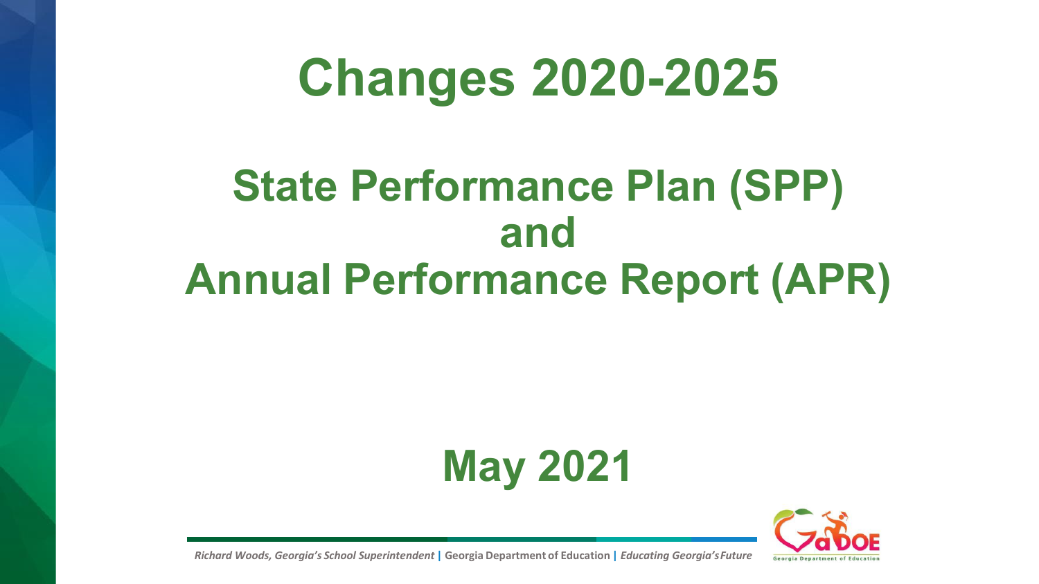# Changes 2020-2025

## State Performance Plan (SPP) and Annual Performance Report (APR)

## May 2021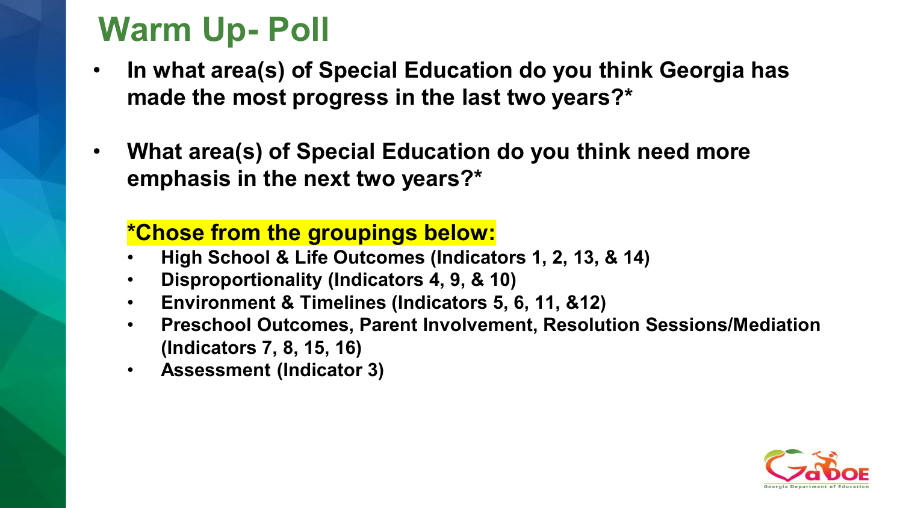# Warm Up- Poll

- **In what area(s) of Special Education do you think Georgia has made the most progress in the last two years?***
- **What area(s) of Special Education do you think need more emphasis in the next two years?***

**\*Chose from the groupings below:**

- **High School & Life Outcomes (Indicators 1, 2, 13, & 14)**
- **Disproportionality (Indicators 4, 9, & 10)**
- **Environment & Timelines (Indicators 5, 6, 11, &12)**
- **Preschool Outcomes, Parent Involvement, Resolution Sessions/Mediation (Indicators 7, 8, 15, 16)**
- **Assessment (Indicator 3)**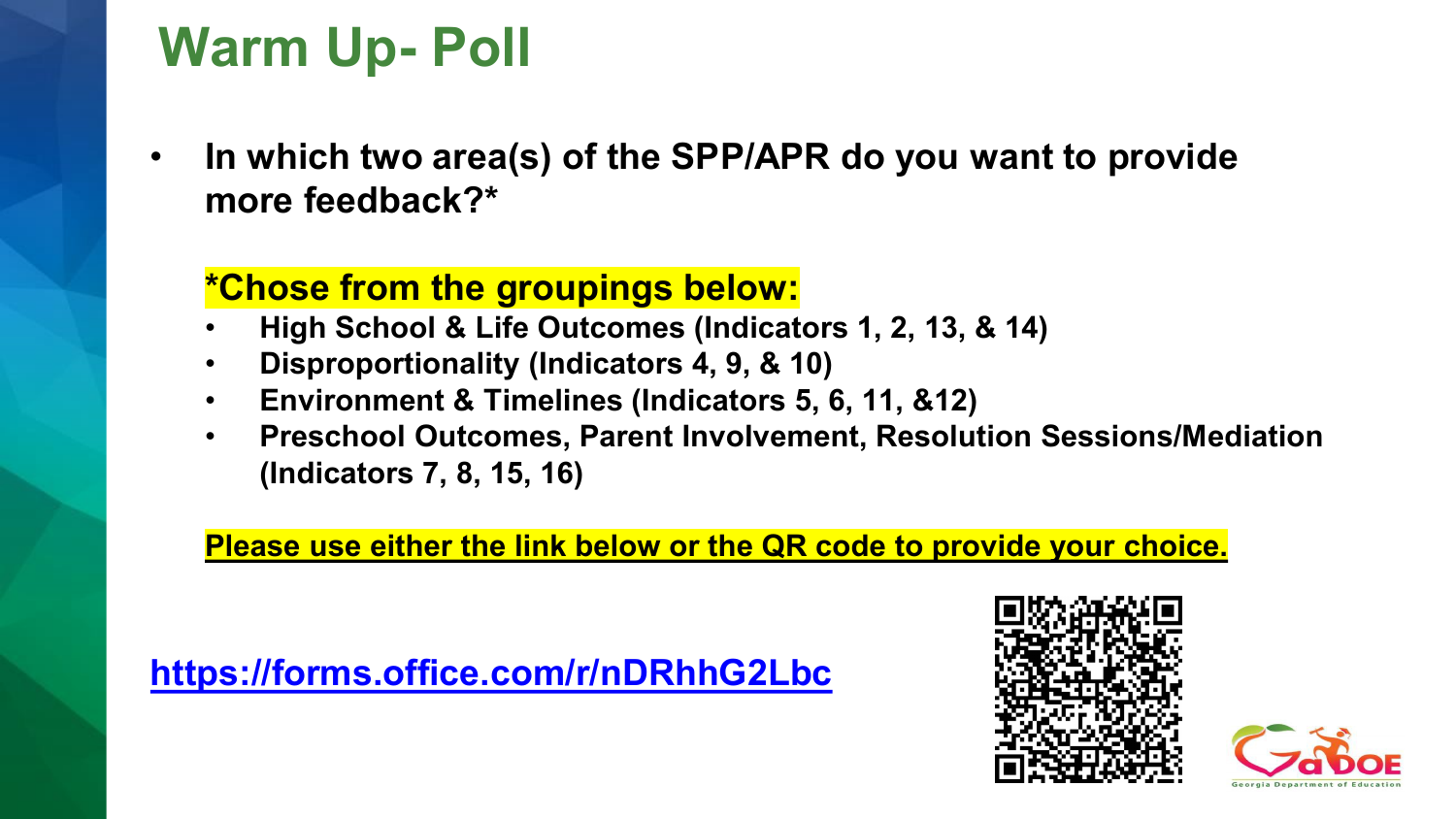# Warm Up- Poll

- **In which two area(s) of the SPP/APR do you want to provide more feedback?***

**\*Chose from the groupings below:**

- **High School & Life Outcomes (Indicators 1, 2, 13, & 14)**
- **Disproportionality (Indicators 4, 9, & 10)**
- **Environment & Timelines (Indicators 5, 6, 11, &12)**
- **Preschool Outcomes, Parent Involvement, Resolution Sessions/Mediation (Indicators 7, 8, 15, 16)**

**Please use either the link below or the QR code to provide your choice.**

**https://forms.office.com/r/nDRhhG2Lbc**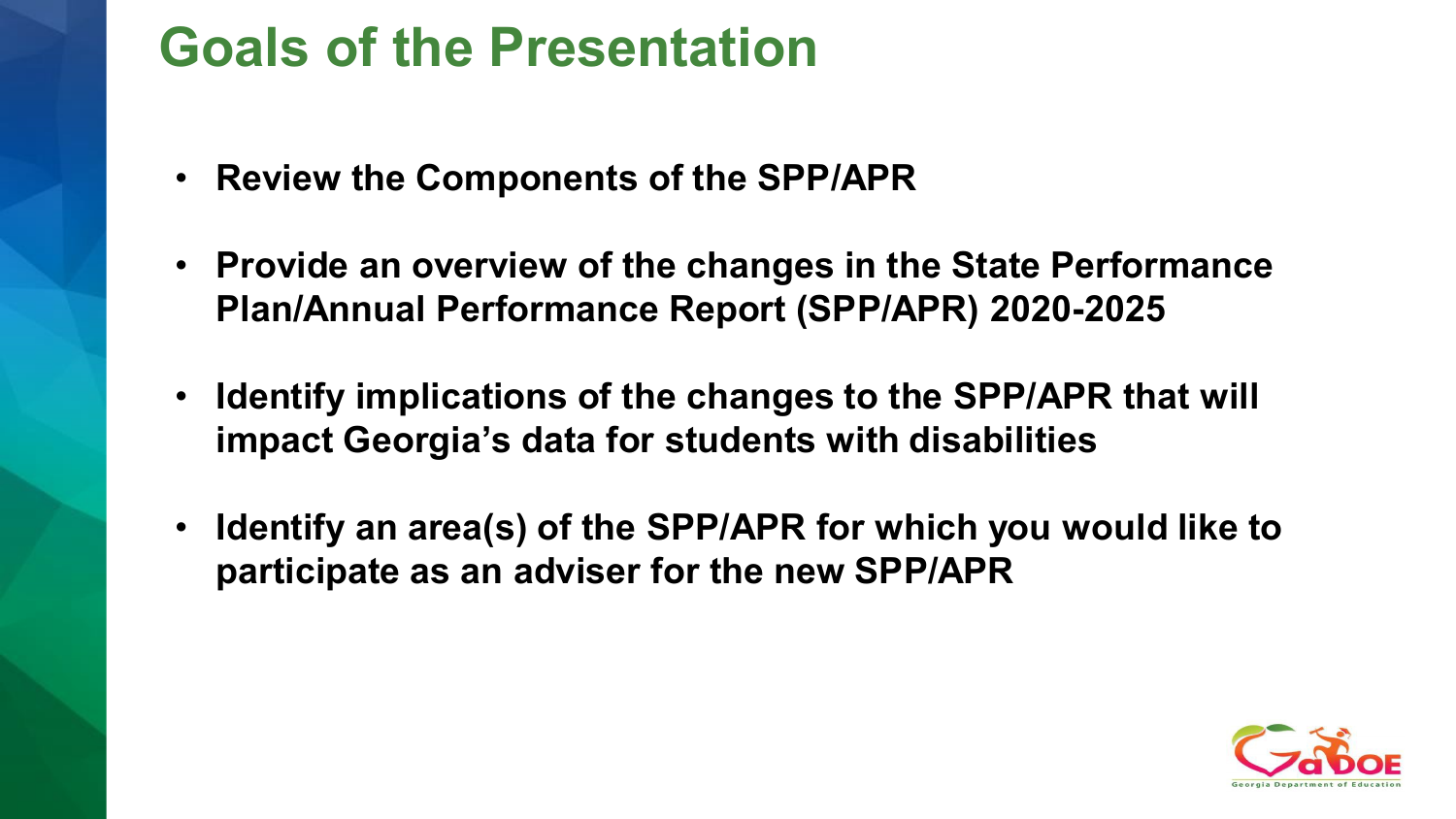# Goals of the Presentation

- **Review the Components of the SPP/APR**
- **Provide an overview of the changes in the State Performance Plan/Annual Performance Report (SPP/APR) 2020-2025**
- **Identify implications of the changes to the SPP/APR that will impact Georgia's data for students with disabilities**
- **Identify an area(s) of the SPP/APR for which you would like to participate as an adviser for the new SPP/APR**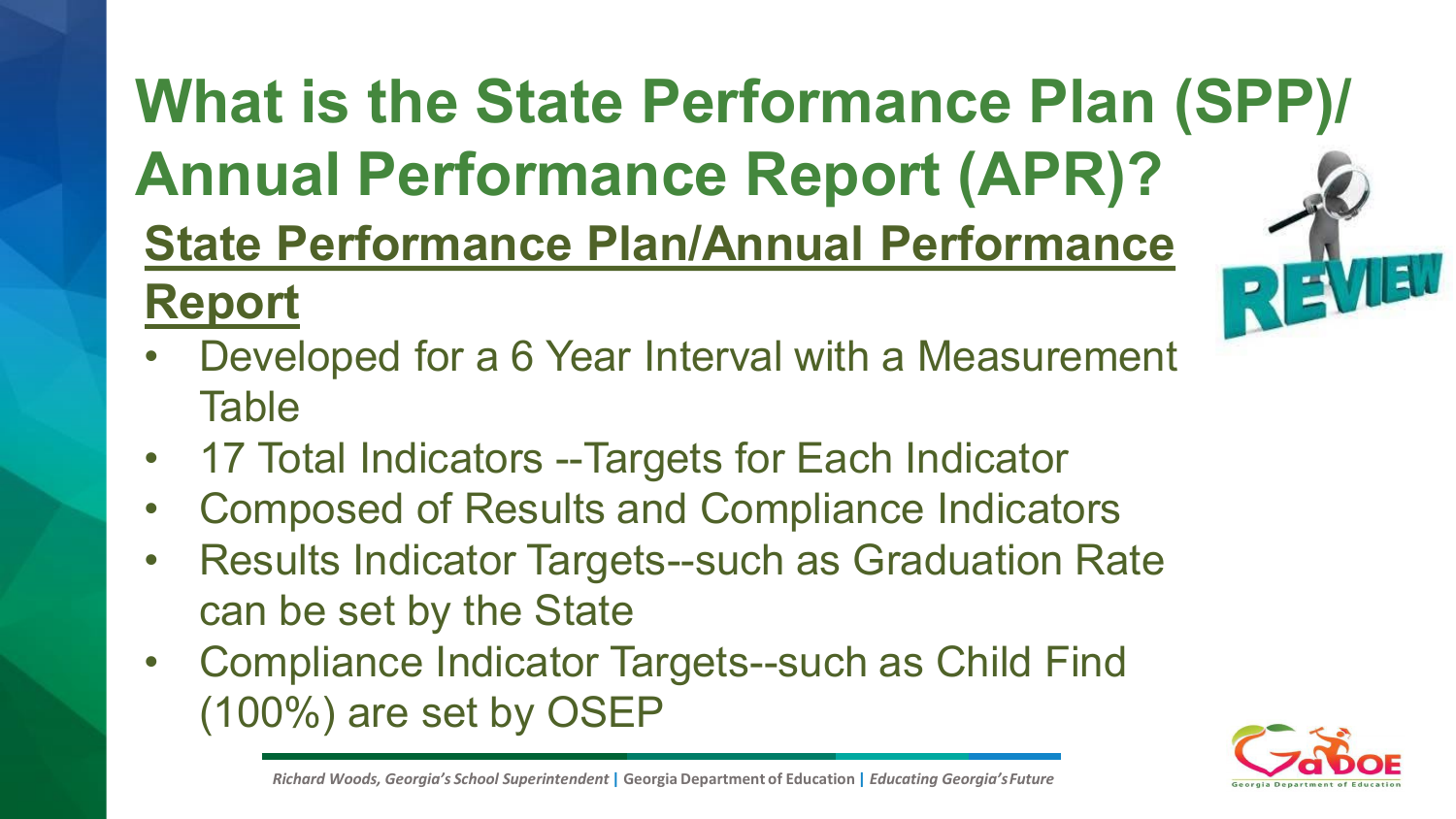# What is the State Performance Plan (SPP)/ Annual Performance Report (APR)?

## State Performance Plan/Annual Performance Report

- Developed for a 6 Year Interval with a Measurement Table
- 17 Total Indicators --Targets for Each Indicator
- Composed of Results and Compliance Indicators
- Results Indicator Targets--such as Graduation Rate can be set by the State
- Compliance Indicator Targets--such as Child Find (100%) are set by OSEP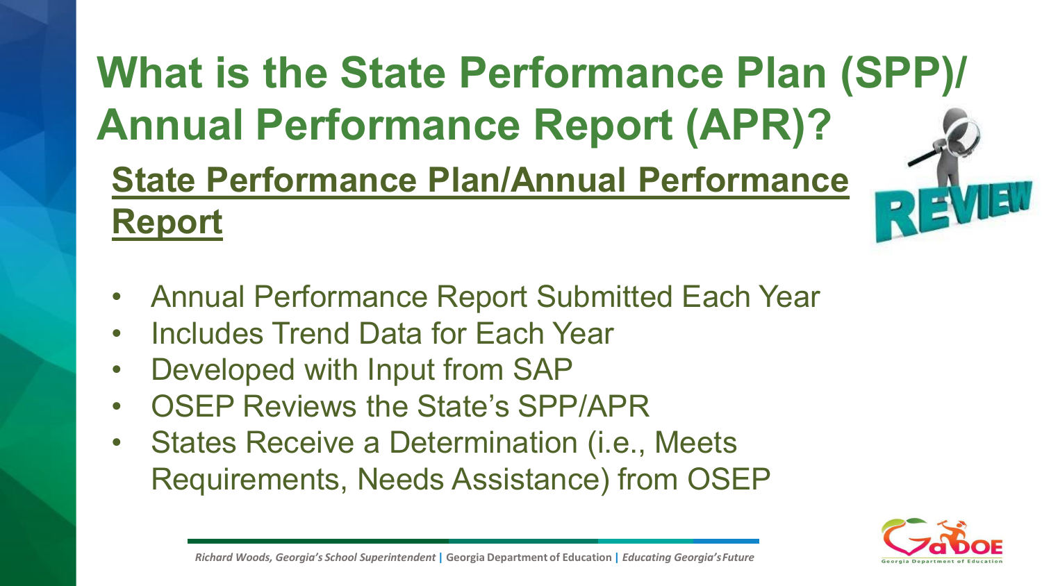# What is the State Performance Plan (SPP)/ Annual Performance Report (APR)?

## State Performance Plan/Annual Performance Report

- Annual Performance Report Submitted Each Year
- Includes Trend Data for Each Year
- Developed with Input from SAP
- OSEP Reviews the State's SPP/APR
- States Receive a Determination (i.e., Meets Requirements, Needs Assistance) from OSEP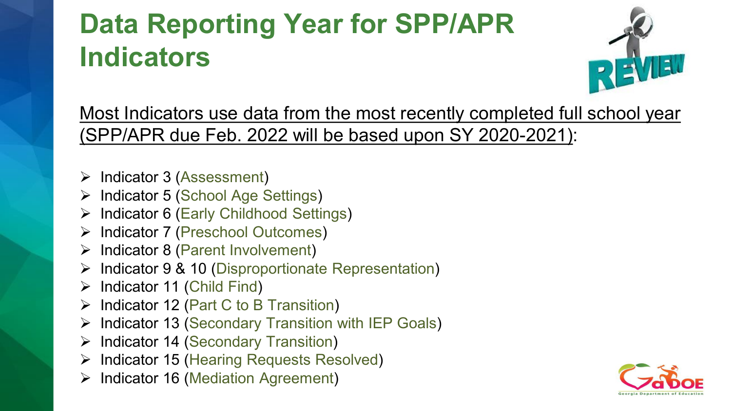# Data Reporting Year for SPP/APR Indicators

Most Indicators use data from the most recently completed full school year (SPP/APR due Feb. 2022 will be based upon SY 2020-2021):

- Indicator 3 (Assessment)
- Indicator 5 (School Age Settings)
- Indicator 6 (Early Childhood Settings)
- Indicator 7 (Preschool Outcomes)
- Indicator 8 (Parent Involvement)
- Indicator 9 & 10 (Disproportionate Representation)
- Indicator 11 (Child Find)
- Indicator 12 (Part C to B Transition)
- Indicator 13 (Secondary Transition with IEP Goals)
- Indicator 14 (Secondary Transition)
- Indicator 15 (Hearing Requests Resolved)
- Indicator 16 (Mediation Agreement)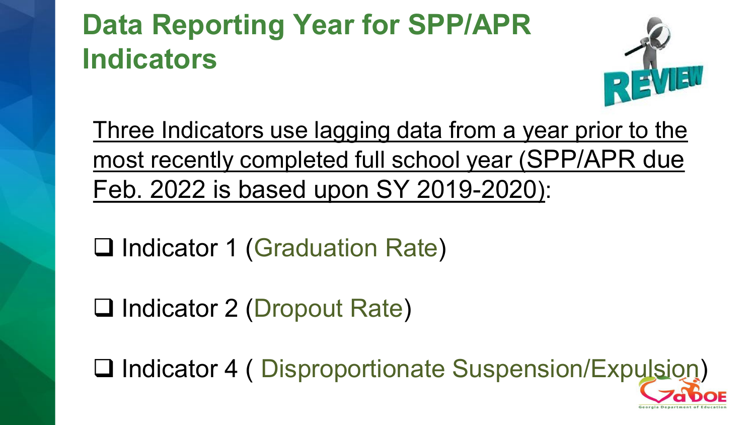# Data Reporting Year for SPP/APR Indicators

Three Indicators use lagging data from a year prior to the most recently completed full school year (SPP/APR due Feb. 2022 is based upon SY 2019-2020):

- ☐ Indicator 1 (Graduation Rate)
- ☐ Indicator 2 (Dropout Rate)
- ☐ Indicator 4 ( Disproportionate Suspension/Expulsion)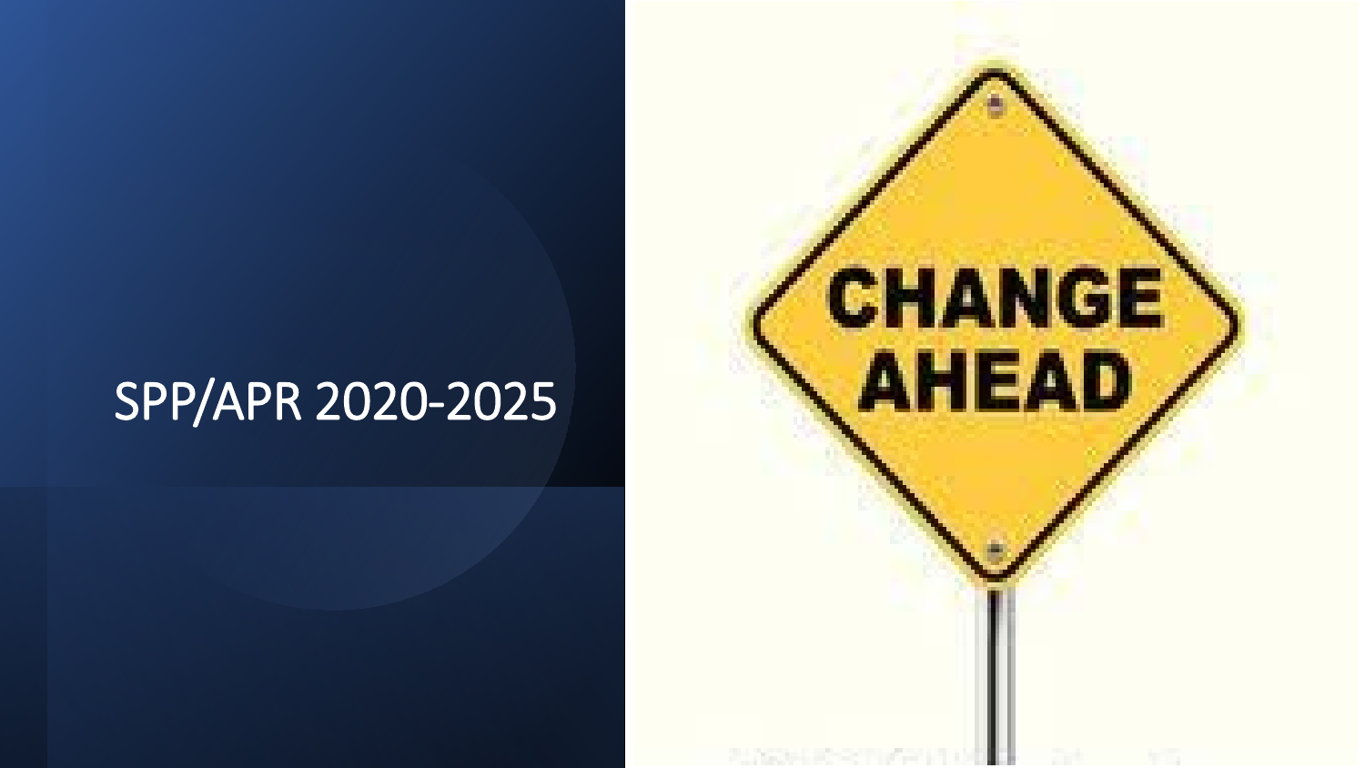# SPP/APR 2020-2025

CHANGE AHEAD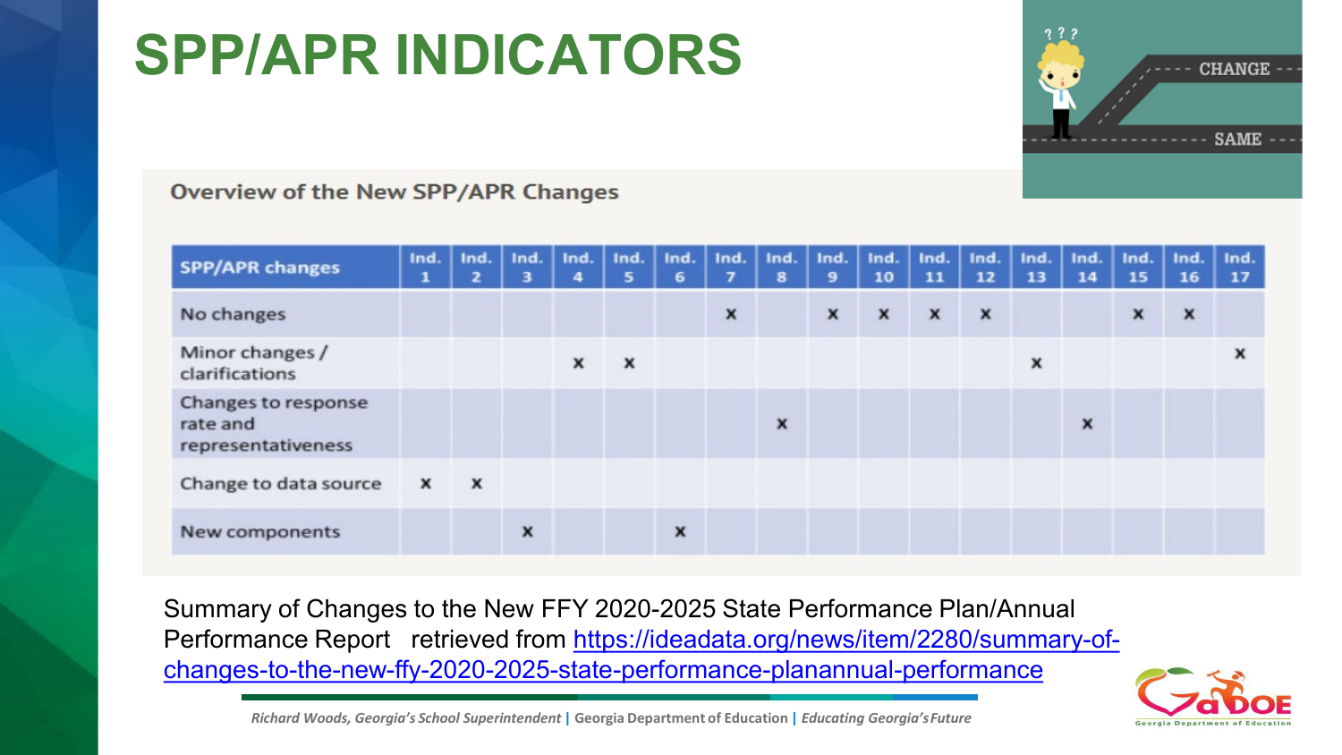# SPP/APR INDICATORS

**Overview of the New SPP/APR Changes**

| SPP/APR changes | Ind. 1 | Ind. 2 | Ind. 3 | Ind. 4 | Ind. 5 | Ind. 6 | Ind. 7 | Ind. 8 | Ind. 9 | Ind. 10 | Ind. 11 | Ind. 12 | Ind. 13 | Ind. 14 | Ind. 15 | Ind. 16 | Ind. 17 |
|---|---|---|---|---|---|---|---|---|---|---|---|---|---|---|---|---|---|
| No changes | | | | | | | x | | x | x | x | x | | | x | x | |
| Minor changes / clarifications | | | | x | x | | | | | | | | x | | | | x |
| Changes to response rate and representativeness | | | | | | | | x | | | | | | x | | | |
| Change to data source | x | x | | | | | | | | | | | | | | | |
| New components | | | x | | | x | | | | | | | | | | | |

Summary of Changes to the New FFY 2020-2025 State Performance Plan/Annual Performance Report retrieved from https://ideadata.org/news/item/2280/summary-of-changes-to-the-new-ffy-2020-2025-state-performance-planannual-performance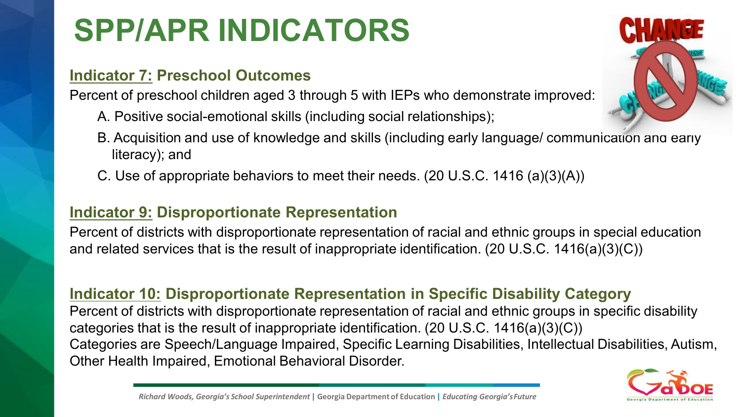# SPP/APR INDICATORS

**Indicator 7: Preschool Outcomes**

Percent of preschool children aged 3 through 5 with IEPs who demonstrate improved:

A. Positive social-emotional skills (including social relationships);

B. Acquisition and use of knowledge and skills (including early language/ communication and early literacy); and

C. Use of appropriate behaviors to meet their needs. (20 U.S.C. 1416 (a)(3)(A))

**Indicator 9: Disproportionate Representation**

Percent of districts with disproportionate representation of racial and ethnic groups in special education and related services that is the result of inappropriate identification. (20 U.S.C. 1416(a)(3)(C))

**Indicator 10: Disproportionate Representation in Specific Disability Category**

Percent of districts with disproportionate representation of racial and ethnic groups in specific disability categories that is the result of inappropriate identification. (20 U.S.C. 1416(a)(3)(C))
Categories are Speech/Language Impaired, Specific Learning Disabilities, Intellectual Disabilities, Autism, Other Health Impaired, Emotional Behavioral Disorder.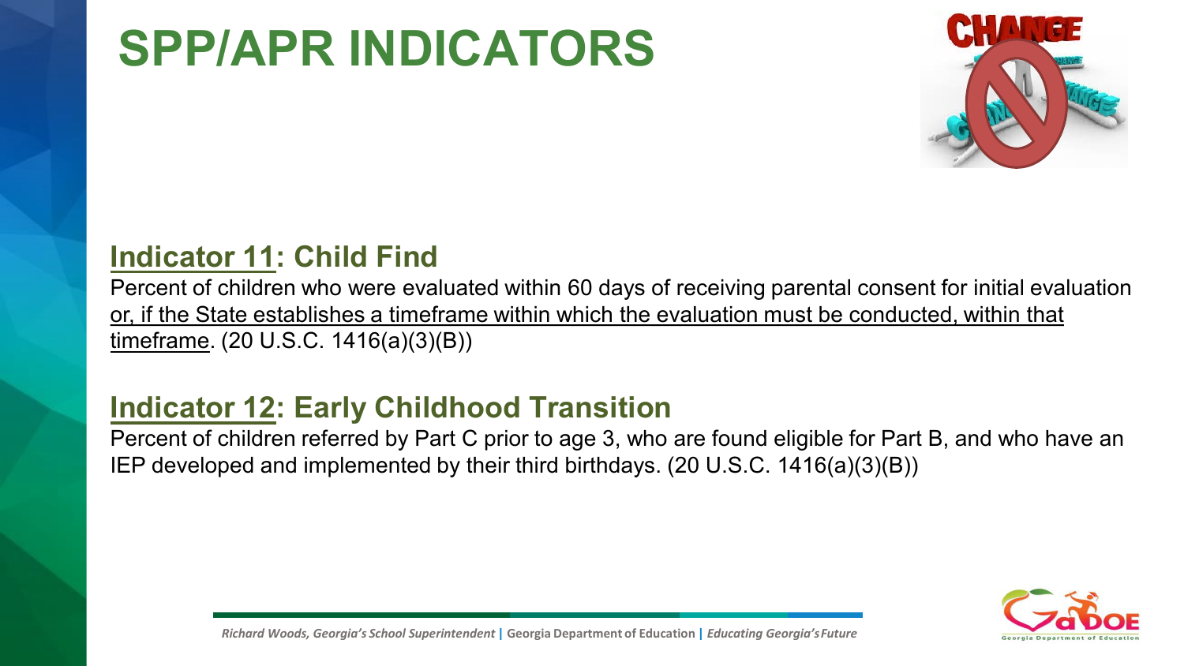# SPP/APR INDICATORS

## Indicator 11: Child Find

Percent of children who were evaluated within 60 days of receiving parental consent for initial evaluation or, if the State establishes a timeframe within which the evaluation must be conducted, within that timeframe. (20 U.S.C. 1416(a)(3)(B))

## Indicator 12: Early Childhood Transition

Percent of children referred by Part C prior to age 3, who are found eligible for Part B, and who have an IEP developed and implemented by their third birthdays. (20 U.S.C. 1416(a)(3)(B))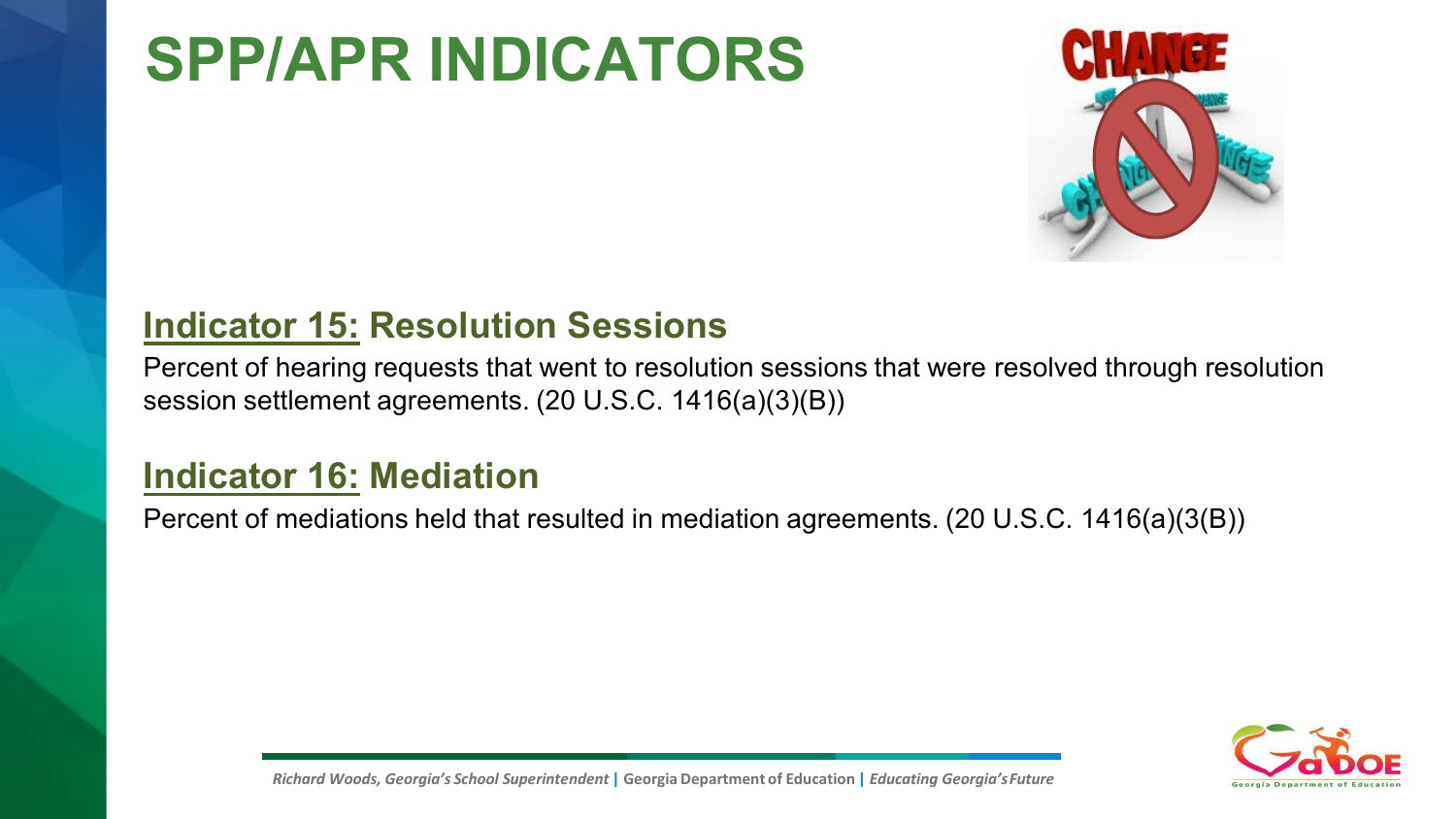# SPP/APR INDICATORS

## Indicator 15: Resolution Sessions

Percent of hearing requests that went to resolution sessions that were resolved through resolution session settlement agreements. (20 U.S.C. 1416(a)(3)(B))

## Indicator 16: Mediation

Percent of mediations held that resulted in mediation agreements. (20 U.S.C. 1416(a)(3(B))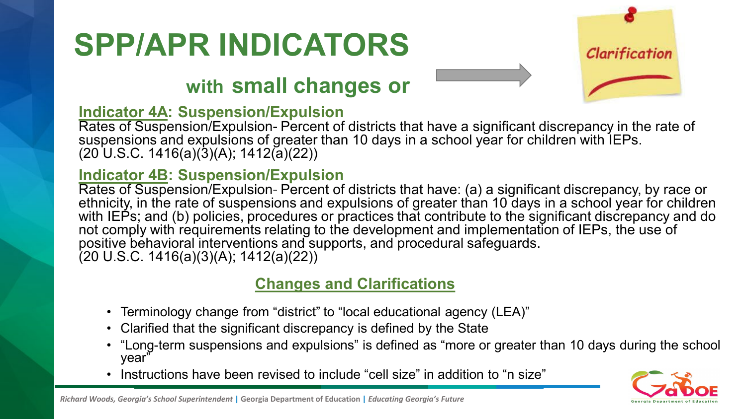# SPP/APR INDICATORS

## with small changes or Clarification

### Indicator 4A: Suspension/Expulsion

Rates of Suspension/Expulsion- Percent of districts that have a significant discrepancy in the rate of suspensions and expulsions of greater than 10 days in a school year for children with IEPs. (20 U.S.C. 1416(a)(3)(A); 1412(a)(22))

### Indicator 4B: Suspension/Expulsion

Rates of Suspension/Expulsion- Percent of districts that have: (a) a significant discrepancy, by race or ethnicity, in the rate of suspensions and expulsions of greater than 10 days in a school year for children with IEPs; and (b) policies, procedures or practices that contribute to the significant discrepancy and do not comply with requirements relating to the development and implementation of IEPs, the use of positive behavioral interventions and supports, and procedural safeguards. (20 U.S.C. 1416(a)(3)(A); 1412(a)(22))

### Changes and Clarifications

- Terminology change from "district" to "local educational agency (LEA)"
- Clarified that the significant discrepancy is defined by the State
- "Long-term suspensions and expulsions" is defined as "more or greater than 10 days during the school year"
- Instructions have been revised to include "cell size" in addition to "n size"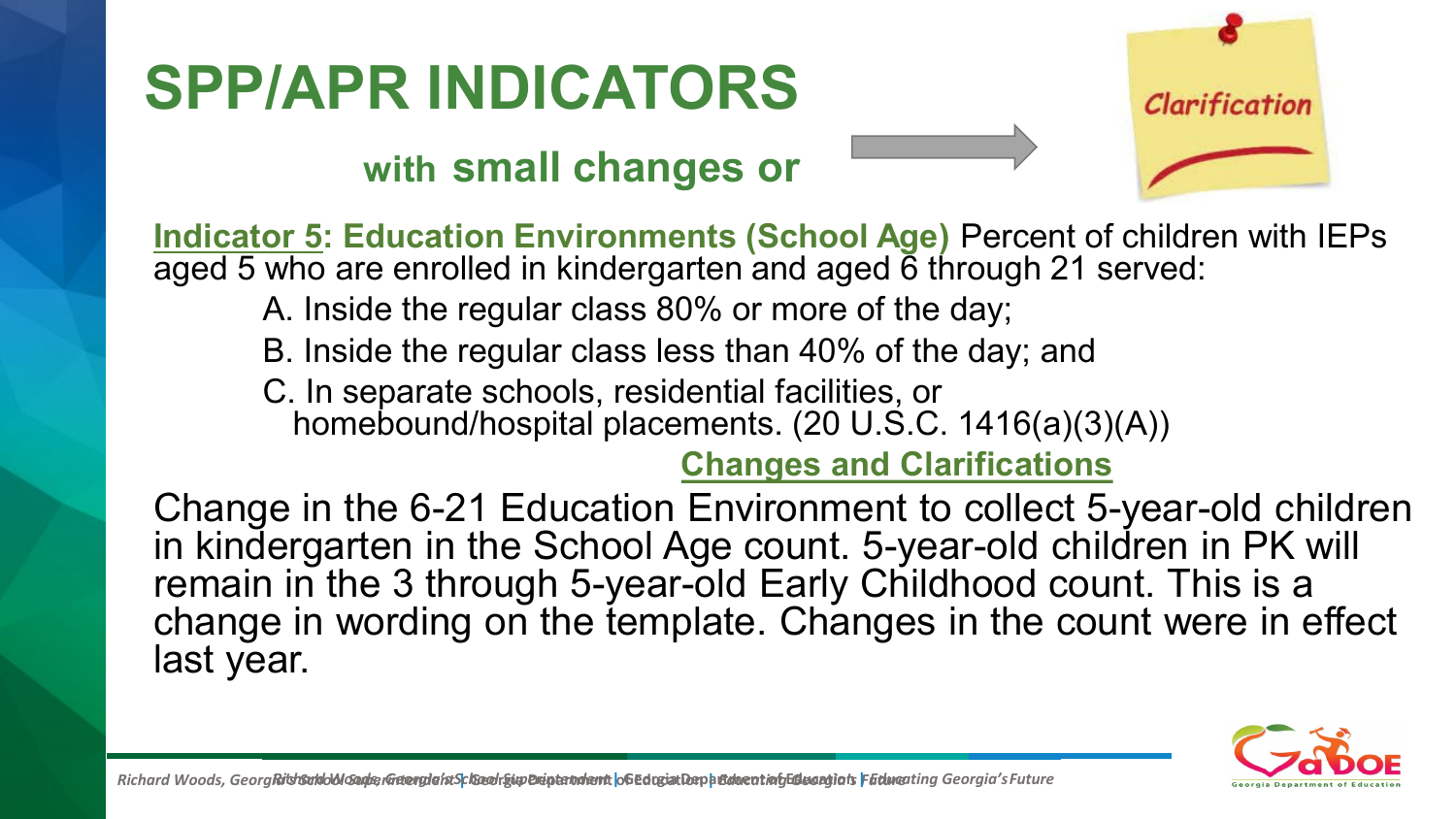# SPP/APR INDICATORS

## with small changes or Clarification

**Indicator 5: Education Environments (School Age)** Percent of children with IEPs aged 5 who are enrolled in kindergarten and aged 6 through 21 served:

A. Inside the regular class 80% or more of the day;

B. Inside the regular class less than 40% of the day; and

C. In separate schools, residential facilities, or homebound/hospital placements. (20 U.S.C. 1416(a)(3)(A))

**Changes and Clarifications**

Change in the 6-21 Education Environment to collect 5-year-old children in kindergarten in the School Age count. 5-year-old children in PK will remain in the 3 through 5-year-old Early Childhood count. This is a change in wording on the template. Changes in the count were in effect last year.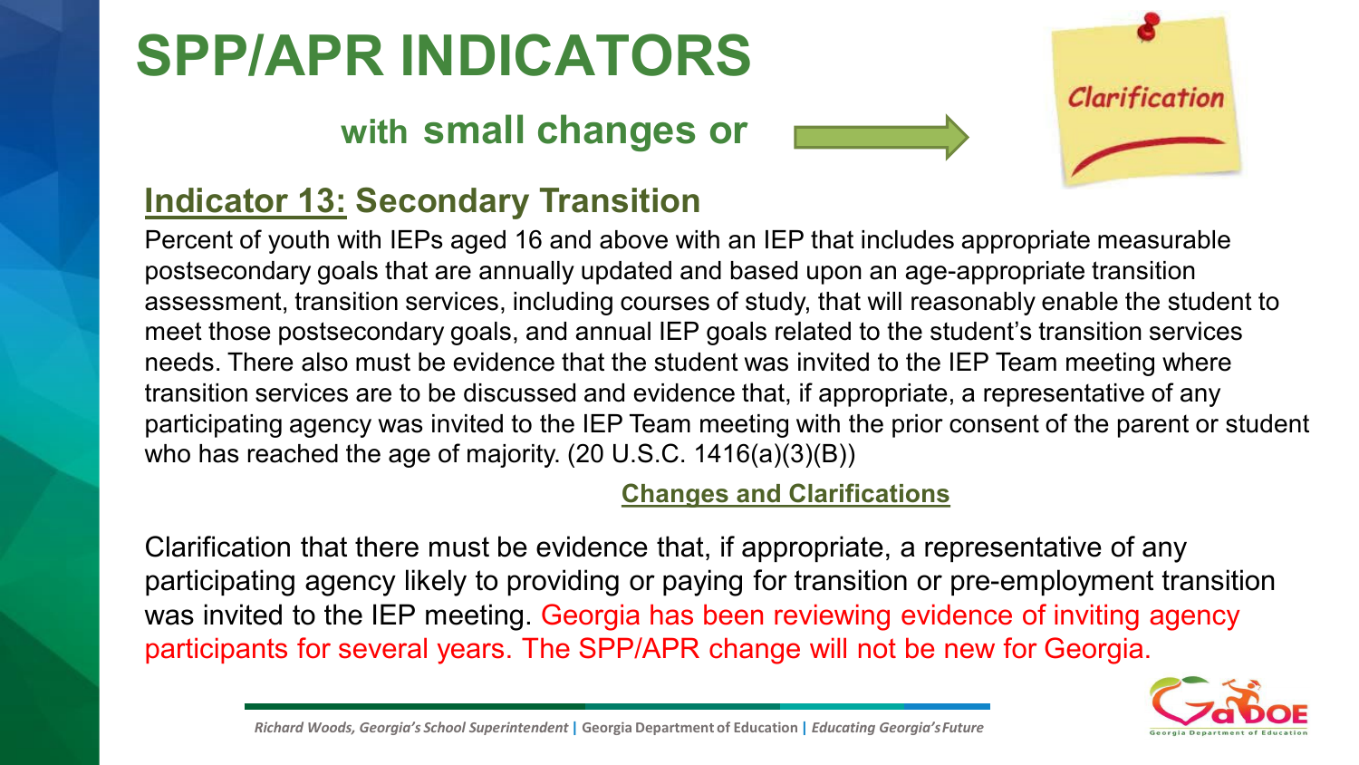# SPP/APR INDICATORS

## with small changes or Clarification

### Indicator 13: Secondary Transition

Percent of youth with IEPs aged 16 and above with an IEP that includes appropriate measurable postsecondary goals that are annually updated and based upon an age-appropriate transition assessment, transition services, including courses of study, that will reasonably enable the student to meet those postsecondary goals, and annual IEP goals related to the student's transition services needs. There also must be evidence that the student was invited to the IEP Team meeting where transition services are to be discussed and evidence that, if appropriate, a representative of any participating agency was invited to the IEP Team meeting with the prior consent of the parent or student who has reached the age of majority. (20 U.S.C. 1416(a)(3)(B))

**Changes and Clarifications**

Clarification that there must be evidence that, if appropriate, a representative of any participating agency likely to providing or paying for transition or pre-employment transition was invited to the IEP meeting. Georgia has been reviewing evidence of inviting agency participants for several years. The SPP/APR change will not be new for Georgia.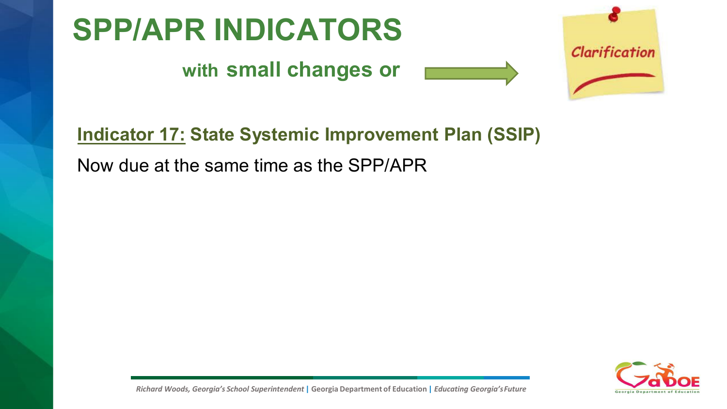# SPP/APR INDICATORS

**with small changes or** → Clarification

**<u>Indicator 17:</u> State Systemic Improvement Plan (SSIP)**

Now due at the same time as the SPP/APR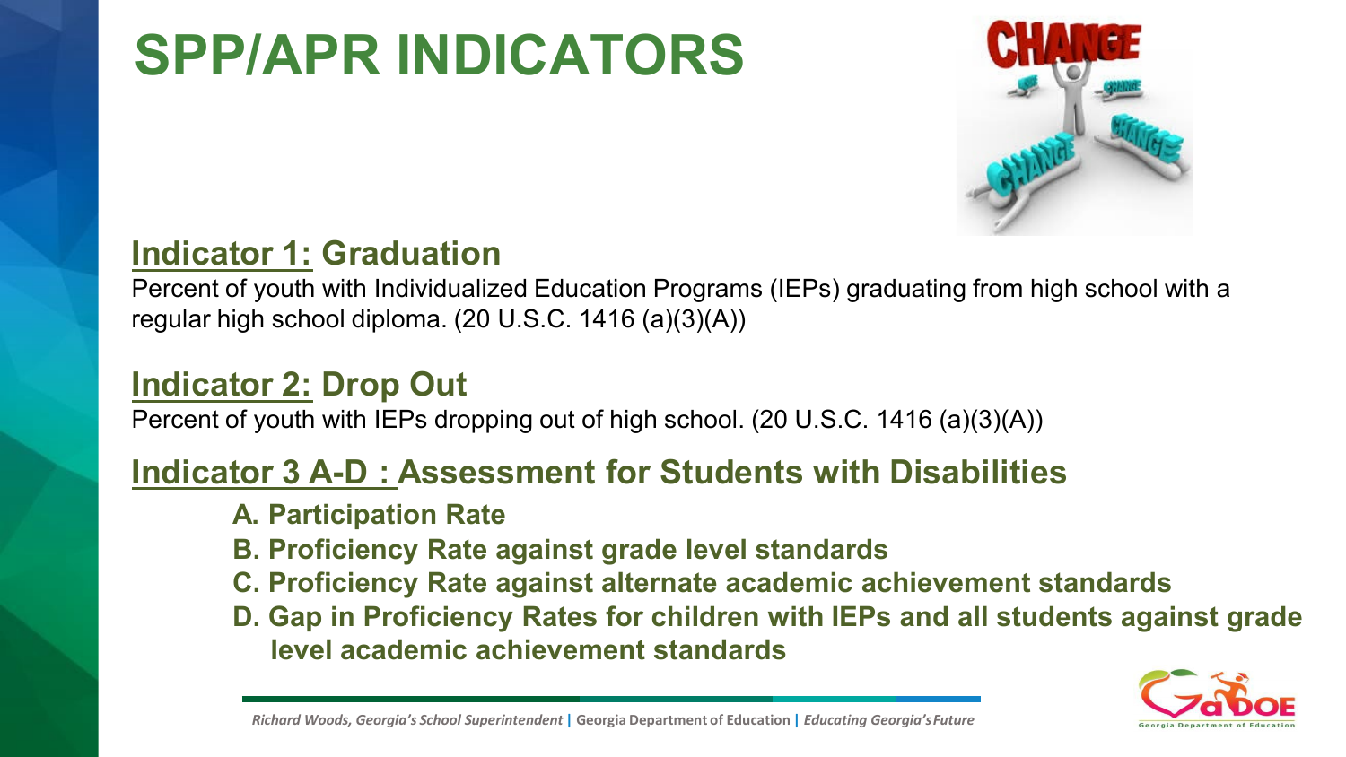# SPP/APR INDICATORS

## Indicator 1: Graduation

Percent of youth with Individualized Education Programs (IEPs) graduating from high school with a regular high school diploma. (20 U.S.C. 1416 (a)(3)(A))

## Indicator 2: Drop Out

Percent of youth with IEPs dropping out of high school. (20 U.S.C. 1416 (a)(3)(A))

## Indicator 3 A-D : Assessment for Students with Disabilities

- **A. Participation Rate**
- **B. Proficiency Rate against grade level standards**
- **C. Proficiency Rate against alternate academic achievement standards**
- **D. Gap in Proficiency Rates for children with IEPs and all students against grade level academic achievement standards**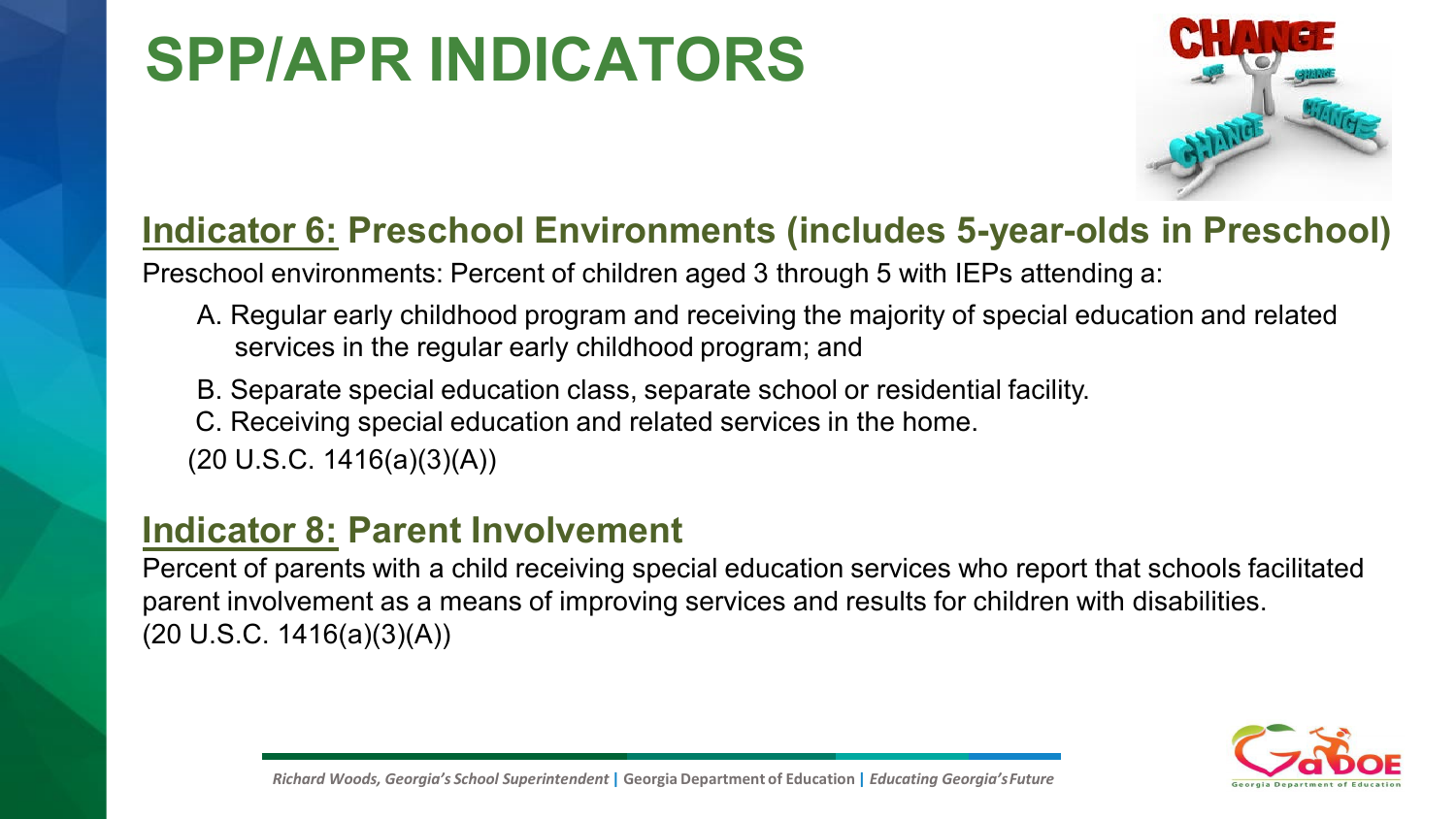# SPP/APR INDICATORS

## Indicator 6: Preschool Environments (includes 5-year-olds in Preschool)

Preschool environments: Percent of children aged 3 through 5 with IEPs attending a:

A. Regular early childhood program and receiving the majority of special education and related services in the regular early childhood program; and

B. Separate special education class, separate school or residential facility.

C. Receiving special education and related services in the home.

(20 U.S.C. 1416(a)(3)(A))

## Indicator 8: Parent Involvement

Percent of parents with a child receiving special education services who report that schools facilitated parent involvement as a means of improving services and results for children with disabilities.
(20 U.S.C. 1416(a)(3)(A))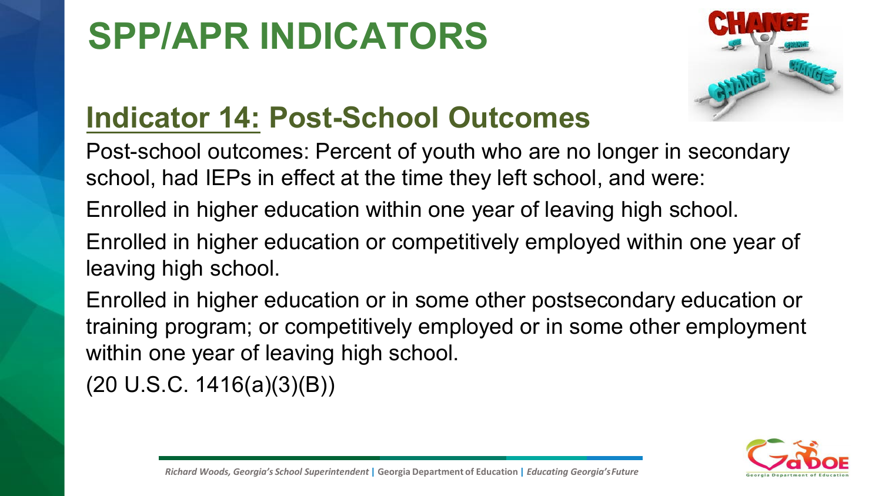# SPP/APR INDICATORS

## Indicator 14: Post-School Outcomes

Post-school outcomes: Percent of youth who are no longer in secondary school, had IEPs in effect at the time they left school, and were:

Enrolled in higher education within one year of leaving high school.

Enrolled in higher education or competitively employed within one year of leaving high school.

Enrolled in higher education or in some other postsecondary education or training program; or competitively employed or in some other employment within one year of leaving high school.

(20 U.S.C. 1416(a)(3)(B))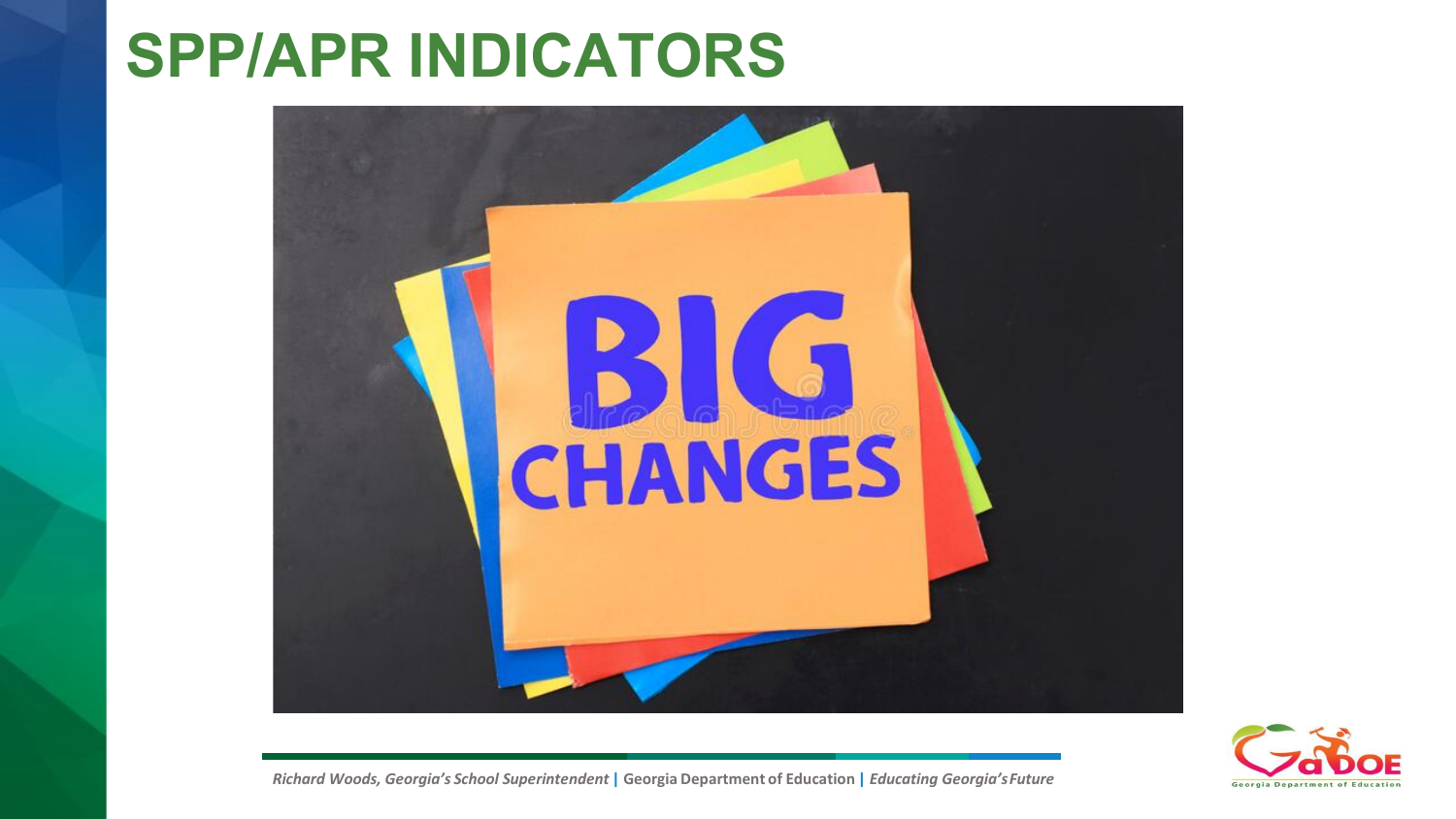# SPP/APR INDICATORS

BIG CHANGES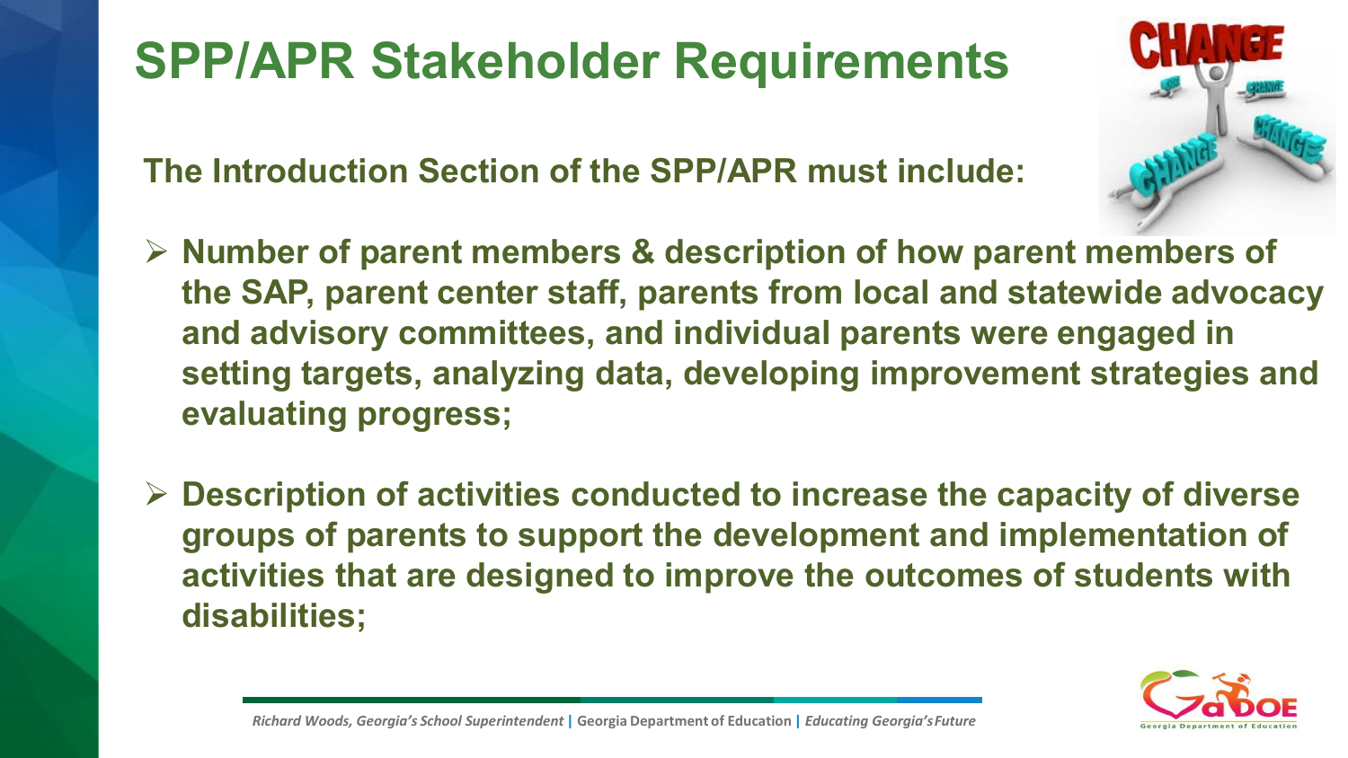# SPP/APR Stakeholder Requirements

**The Introduction Section of the SPP/APR must include:**

- **Number of parent members & description of how parent members of the SAP, parent center staff, parents from local and statewide advocacy and advisory committees, and individual parents were engaged in setting targets, analyzing data, developing improvement strategies and evaluating progress;**
- **Description of activities conducted to increase the capacity of diverse groups of parents to support the development and implementation of activities that are designed to improve the outcomes of students with disabilities;**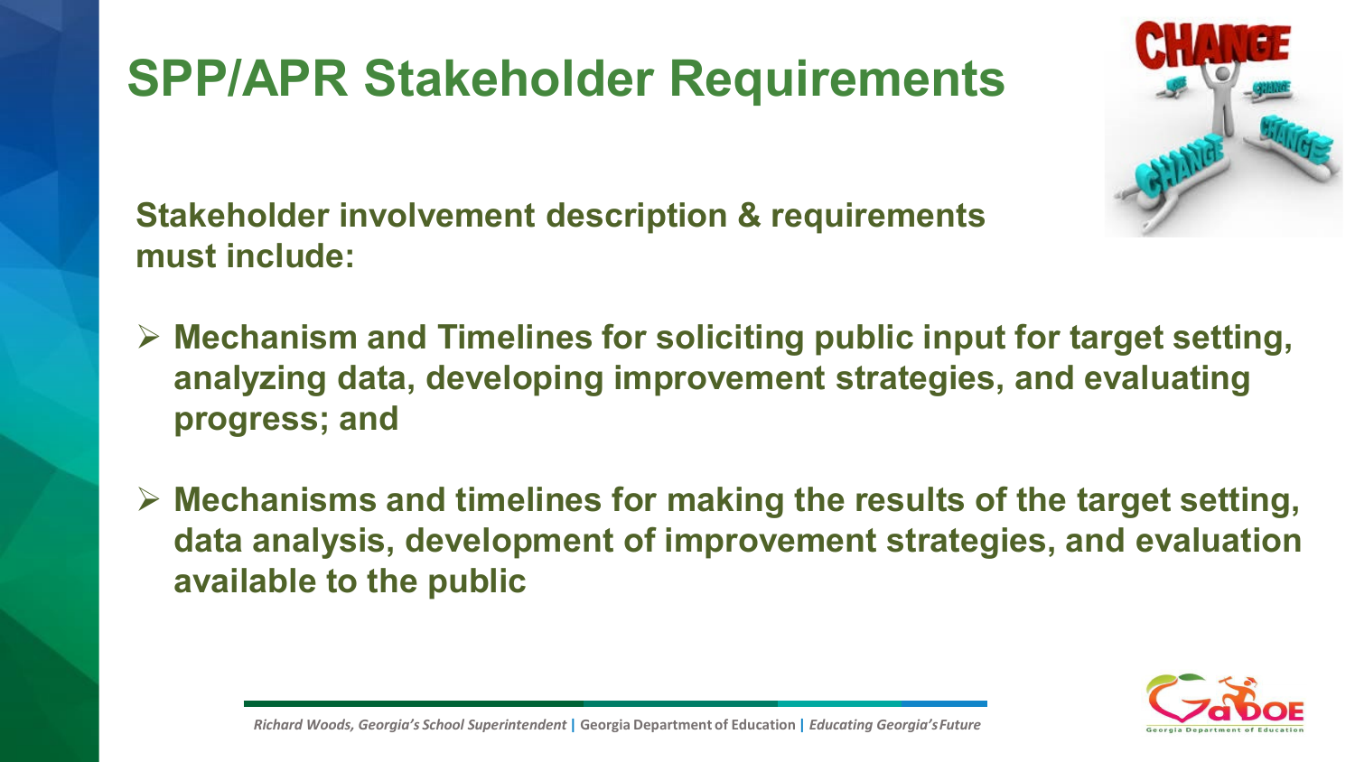# SPP/APR Stakeholder Requirements

**Stakeholder involvement description & requirements must include:**

- **Mechanism and Timelines for soliciting public input for target setting, analyzing data, developing improvement strategies, and evaluating progress; and**
- **Mechanisms and timelines for making the results of the target setting, data analysis, development of improvement strategies, and evaluation available to the public**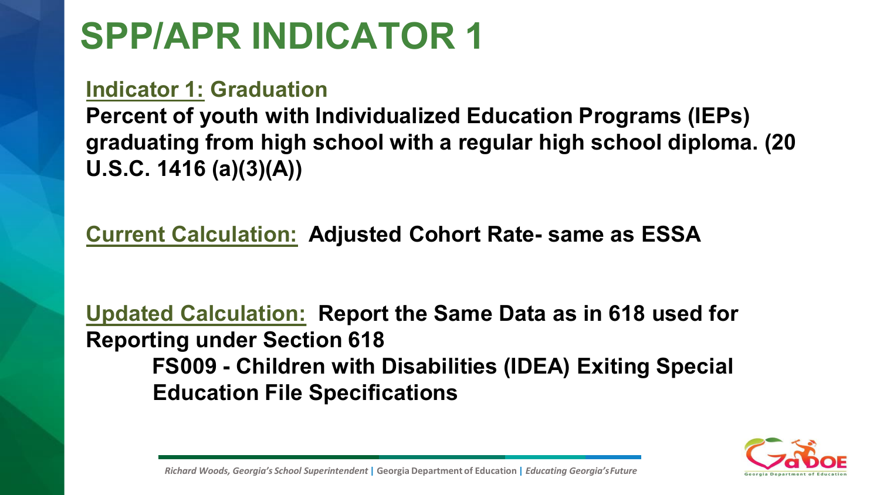# SPP/APR INDICATOR 1

**Indicator 1: Graduation**

**Percent of youth with Individualized Education Programs (IEPs) graduating from high school with a regular high school diploma. (20 U.S.C. 1416 (a)(3)(A))**

**Current Calculation: Adjusted Cohort Rate- same as ESSA**

**Updated Calculation: Report the Same Data as in 618 used for Reporting under Section 618**

**FS009 - Children with Disabilities (IDEA) Exiting Special Education File Specifications**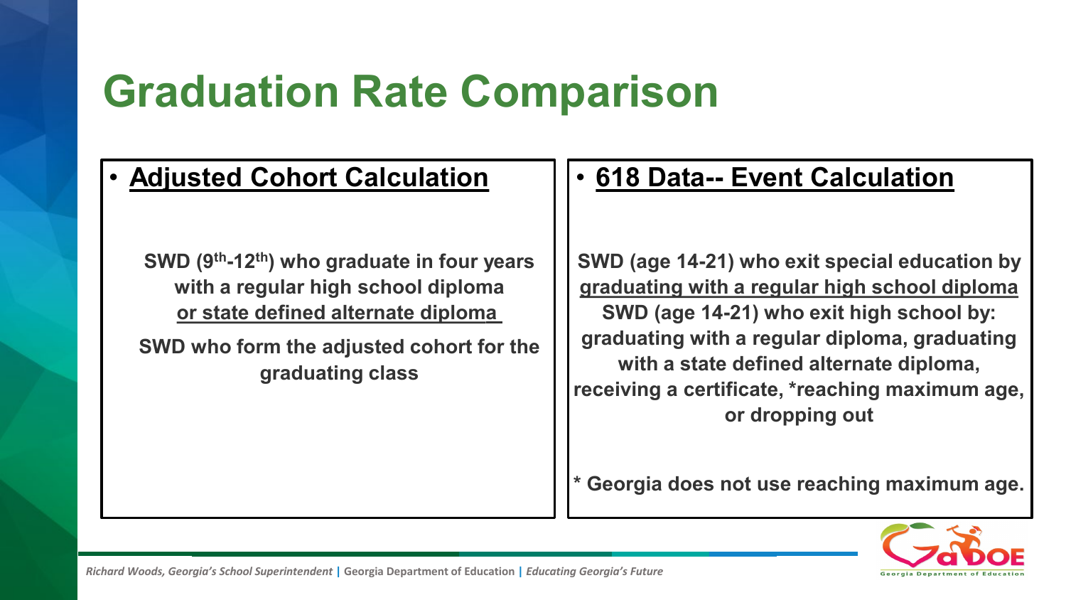# Graduation Rate Comparison

- **Adjusted Cohort Calculation**

**SWD (9th-12th) who graduate in four years with a regular high school diploma or state defined alternate diploma**

**SWD who form the adjusted cohort for the graduating class**

- **618 Data-- Event Calculation**

**SWD (age 14-21) who exit special education by graduating with a regular high school diploma**

**SWD (age 14-21) who exit high school by: graduating with a regular diploma, graduating with a state defined alternate diploma, receiving a certificate, *reaching maximum age, or dropping out**

**\* Georgia does not use reaching maximum age.**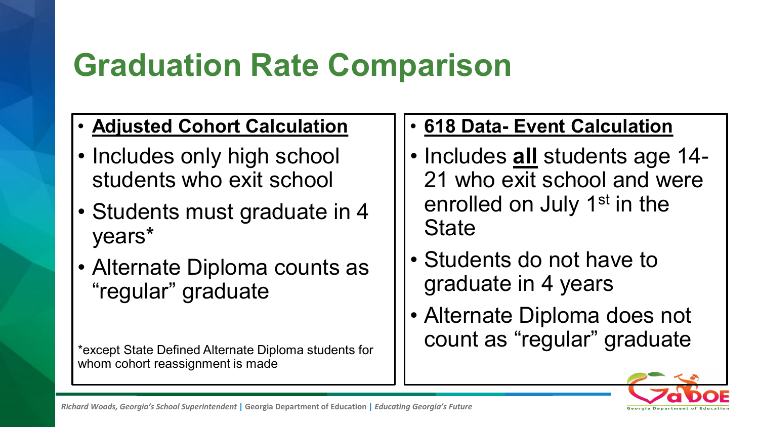# Graduation Rate Comparison

- **Adjusted Cohort Calculation**
- Includes only high school students who exit school
- Students must graduate in 4 years*
- Alternate Diploma counts as "regular" graduate

*except State Defined Alternate Diploma students for whom cohort reassignment is made

- **618 Data- Event Calculation**
- Includes **all** students age 14-21 who exit school and were enrolled on July 1st in the State
- Students do not have to graduate in 4 years
- Alternate Diploma does not count as "regular" graduate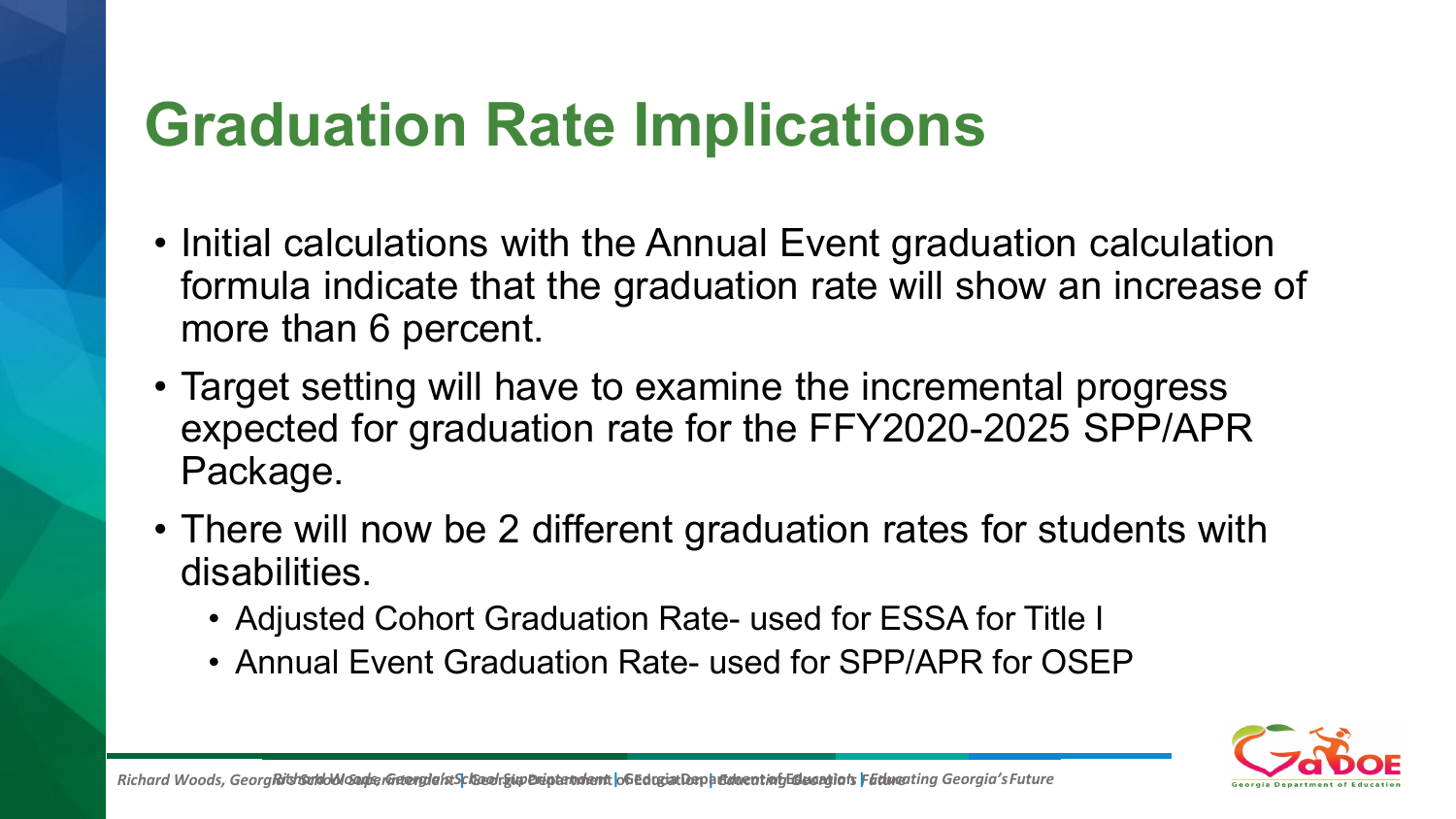# Graduation Rate Implications

- Initial calculations with the Annual Event graduation calculation formula indicate that the graduation rate will show an increase of more than 6 percent.
- Target setting will have to examine the incremental progress expected for graduation rate for the FFY2020-2025 SPP/APR Package.
- There will now be 2 different graduation rates for students with disabilities.
  - Adjusted Cohort Graduation Rate- used for ESSA for Title I
  - Annual Event Graduation Rate- used for SPP/APR for OSEP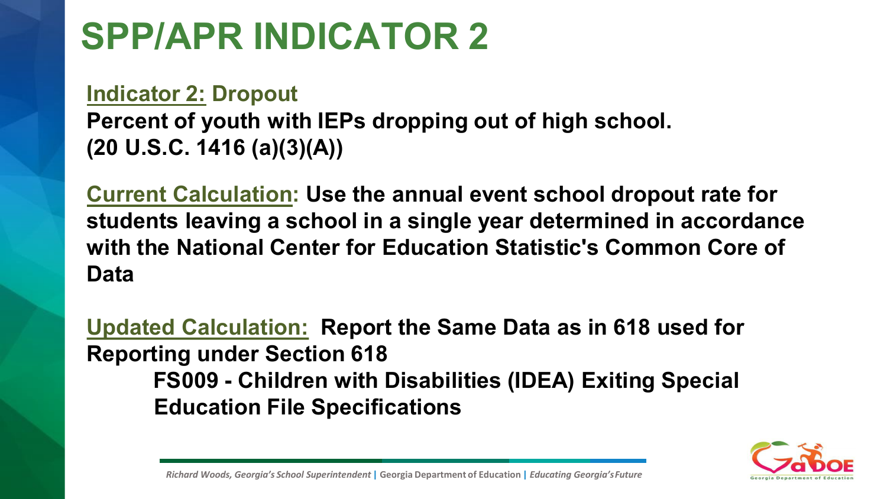# SPP/APR INDICATOR 2

**Indicator 2: Dropout**

**Percent of youth with IEPs dropping out of high school.**
**(20 U.S.C. 1416 (a)(3)(A))**

**Current Calculation: Use the annual event school dropout rate for students leaving a school in a single year determined in accordance with the National Center for Education Statistic's Common Core of Data**

**Updated Calculation: Report the Same Data as in 618 used for Reporting under Section 618**

> **FS009 - Children with Disabilities (IDEA) Exiting Special Education File Specifications**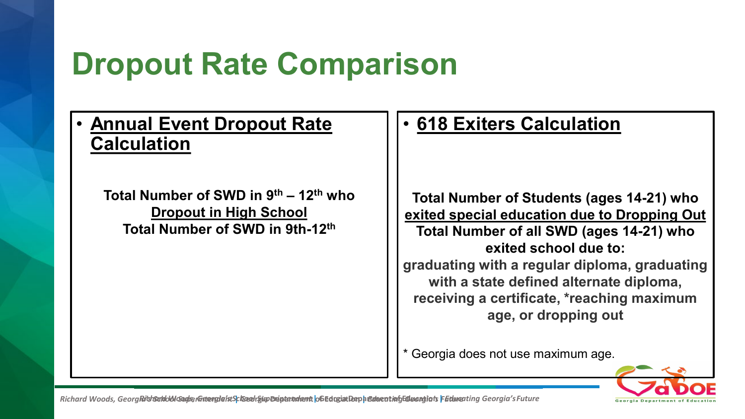# Dropout Rate Comparison

- **Annual Event Dropout Rate Calculation**

**Total Number of SWD in 9th – 12th who Dropout in High School**

**Total Number of SWD in 9th-12th**

- **618 Exiters Calculation**

**Total Number of Students (ages 14-21) who exited special education due to Dropping Out**

**Total Number of all SWD (ages 14-21) who exited school due to: graduating with a regular diploma, graduating with a state defined alternate diploma, receiving a certificate, *reaching maximum age, or dropping out**

* Georgia does not use maximum age.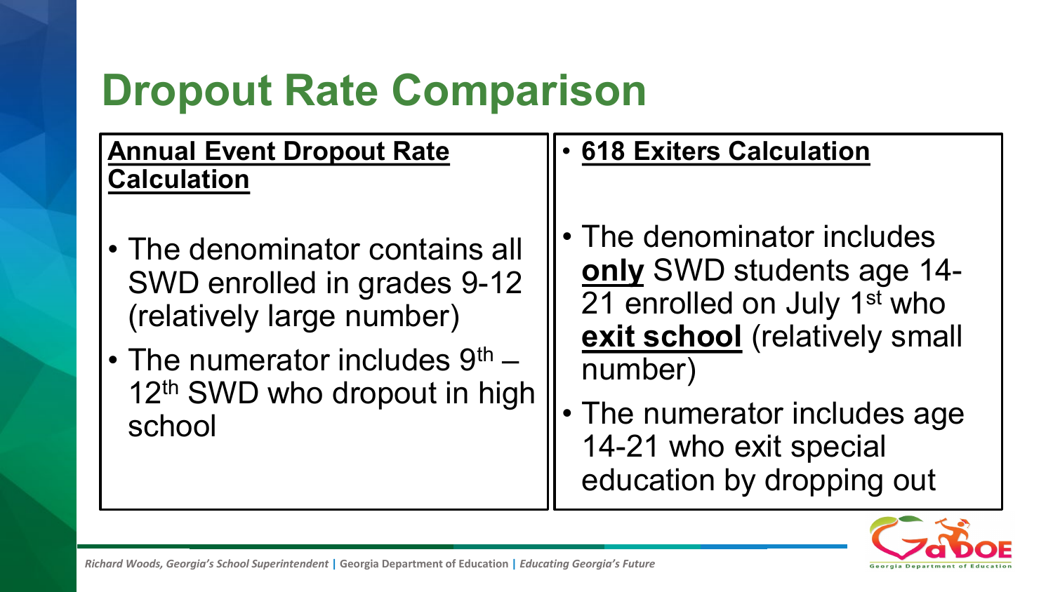# Dropout Rate Comparison

**Annual Event Dropout Rate Calculation**

- The denominator contains all SWD enrolled in grades 9-12 (relatively large number)
- The numerator includes 9th – 12th SWD who dropout in high school

- **618 Exiters Calculation**

- The denominator includes **only** SWD students age 14-21 enrolled on July 1st who **exit school** (relatively small number)
- The numerator includes age 14-21 who exit special education by dropping out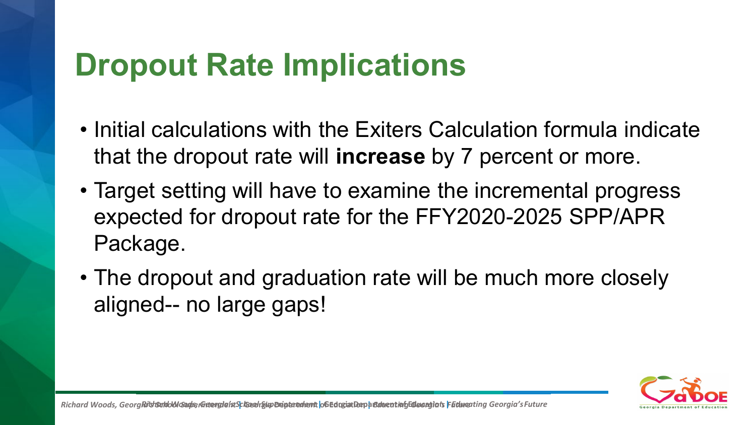# Dropout Rate Implications

- Initial calculations with the Exiters Calculation formula indicate that the dropout rate will **increase** by 7 percent or more.
- Target setting will have to examine the incremental progress expected for dropout rate for the FFY2020-2025 SPP/APR Package.
- The dropout and graduation rate will be much more closely aligned-- no large gaps!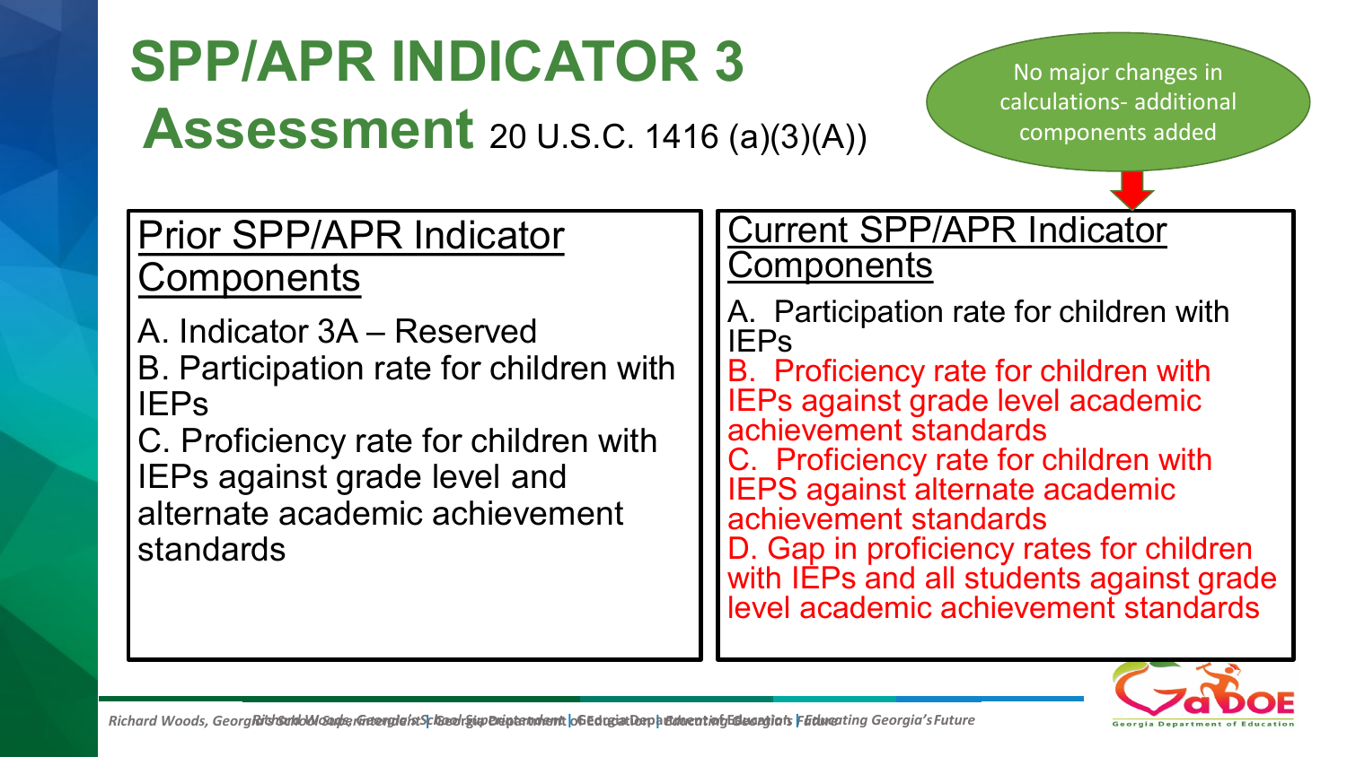# SPP/APR INDICATOR 3

## Assessment 20 U.S.C. 1416 (a)(3)(A))

No major changes in calculations- additional components added

| Prior SPP/APR Indicator Components | Current SPP/APR Indicator Components |
| --- | --- |
| A. Indicator 3A – Reserved<br>B. Participation rate for children with IEPs<br>C. Proficiency rate for children with IEPs against grade level and alternate academic achievement standards | A. Participation rate for children with IEPs<br>B. Proficiency rate for children with IEPs against grade level academic achievement standards<br>C. Proficiency rate for children with IEPS against alternate academic achievement standards<br>D. Gap in proficiency rates for children with IEPs and all students against grade level academic achievement standards |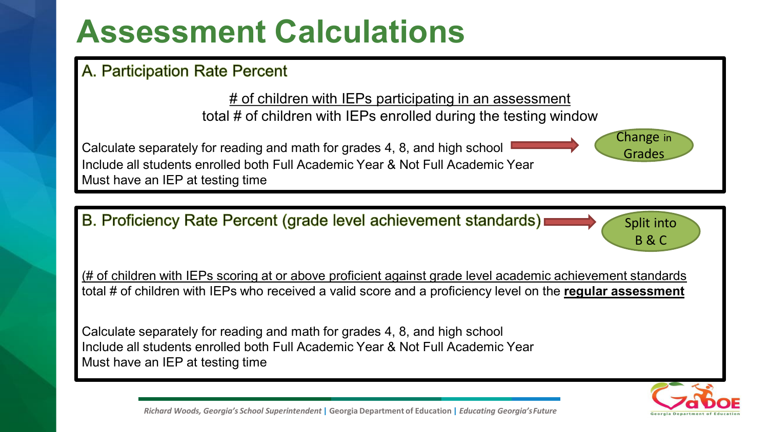# Assessment Calculations

## A. Participation Rate Percent

<u># of children with IEPs participating in an assessment</u>
total # of children with IEPs enrolled during the testing window

Calculate separately for reading and math for grades 4, 8, and high school → Change in Grades

Include all students enrolled both Full Academic Year & Not Full Academic Year

Must have an IEP at testing time

## B. Proficiency Rate Percent (grade level achievement standards) → Split into B & C

<u>(# of children with IEPs scoring at or above proficient against grade level academic achievement standards</u>
total # of children with IEPs who received a valid score and a proficiency level on the **<u>regular assessment</u>**

Calculate separately for reading and math for grades 4, 8, and high school

Include all students enrolled both Full Academic Year & Not Full Academic Year

Must have an IEP at testing time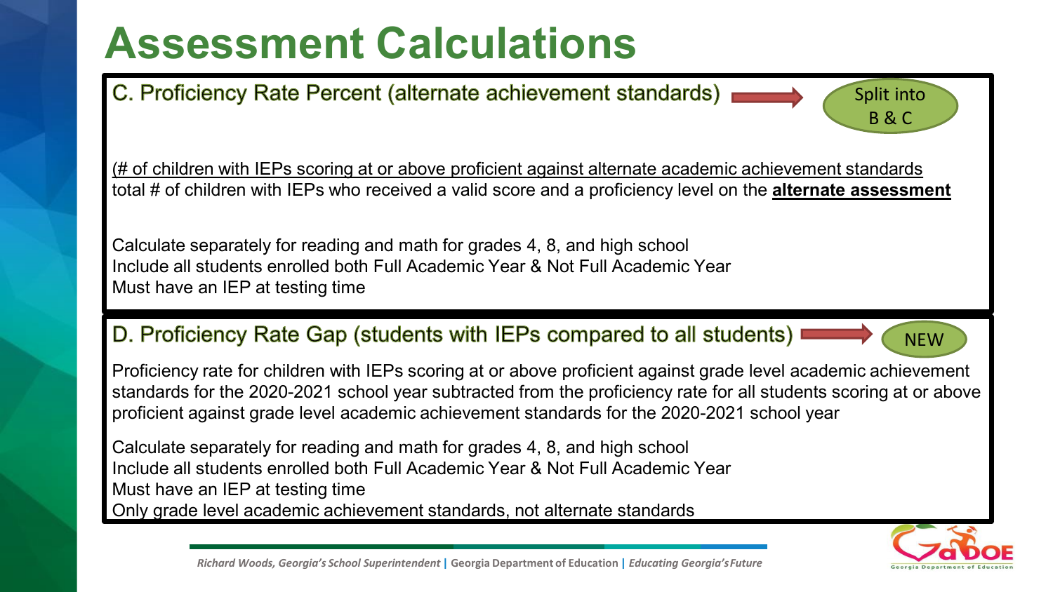# Assessment Calculations

## C. Proficiency Rate Percent (alternate achievement standards)

Split into B & C

(# of children with IEPs scoring at or above proficient against alternate academic achievement standards
total # of children with IEPs who received a valid score and a proficiency level on the **alternate assessment**

Calculate separately for reading and math for grades 4, 8, and high school
Include all students enrolled both Full Academic Year & Not Full Academic Year
Must have an IEP at testing time

## D. Proficiency Rate Gap (students with IEPs compared to all students)

NEW

Proficiency rate for children with IEPs scoring at or above proficient against grade level academic achievement standards for the 2020-2021 school year subtracted from the proficiency rate for all students scoring at or above proficient against grade level academic achievement standards for the 2020-2021 school year

Calculate separately for reading and math for grades 4, 8, and high school
Include all students enrolled both Full Academic Year & Not Full Academic Year
Must have an IEP at testing time
Only grade level academic achievement standards, not alternate standards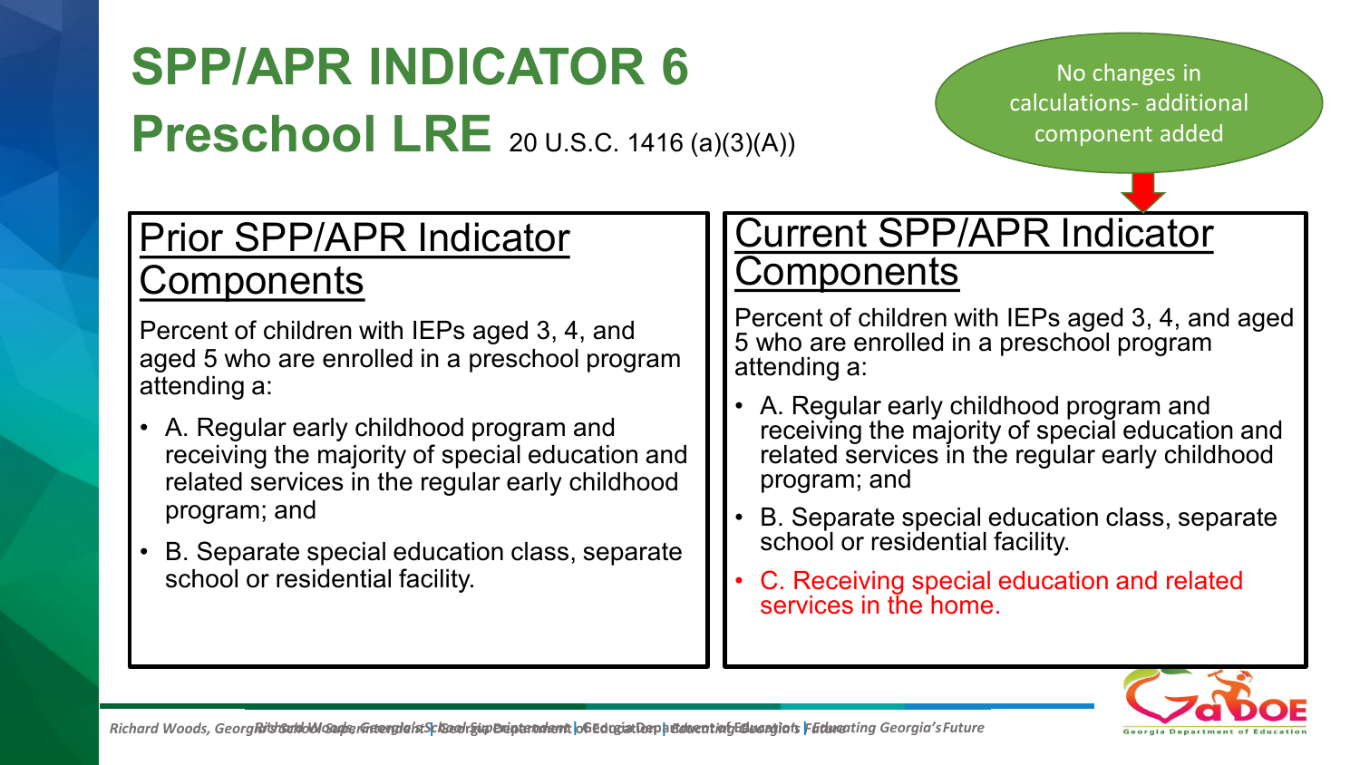# SPP/APR INDICATOR 6

# Preschool LRE 20 U.S.C. 1416 (a)(3)(A))

No changes in calculations- additional component added

## Prior SPP/APR Indicator Components

Percent of children with IEPs aged 3, 4, and aged 5 who are enrolled in a preschool program attending a:

- A. Regular early childhood program and receiving the majority of special education and related services in the regular early childhood program; and
- B. Separate special education class, separate school or residential facility.

## Current SPP/APR Indicator Components

Percent of children with IEPs aged 3, 4, and aged 5 who are enrolled in a preschool program attending a:

- A. Regular early childhood program and receiving the majority of special education and related services in the regular early childhood program; and
- B. Separate special education class, separate school or residential facility.
- C. Receiving special education and related services in the home.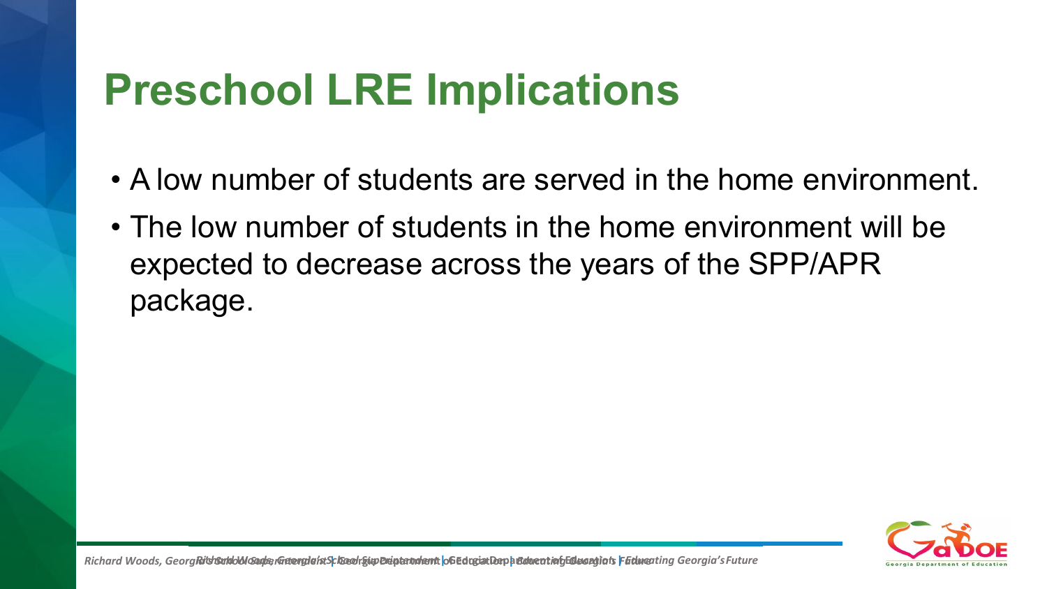# Preschool LRE Implications

- A low number of students are served in the home environment.
- The low number of students in the home environment will be expected to decrease across the years of the SPP/APR package.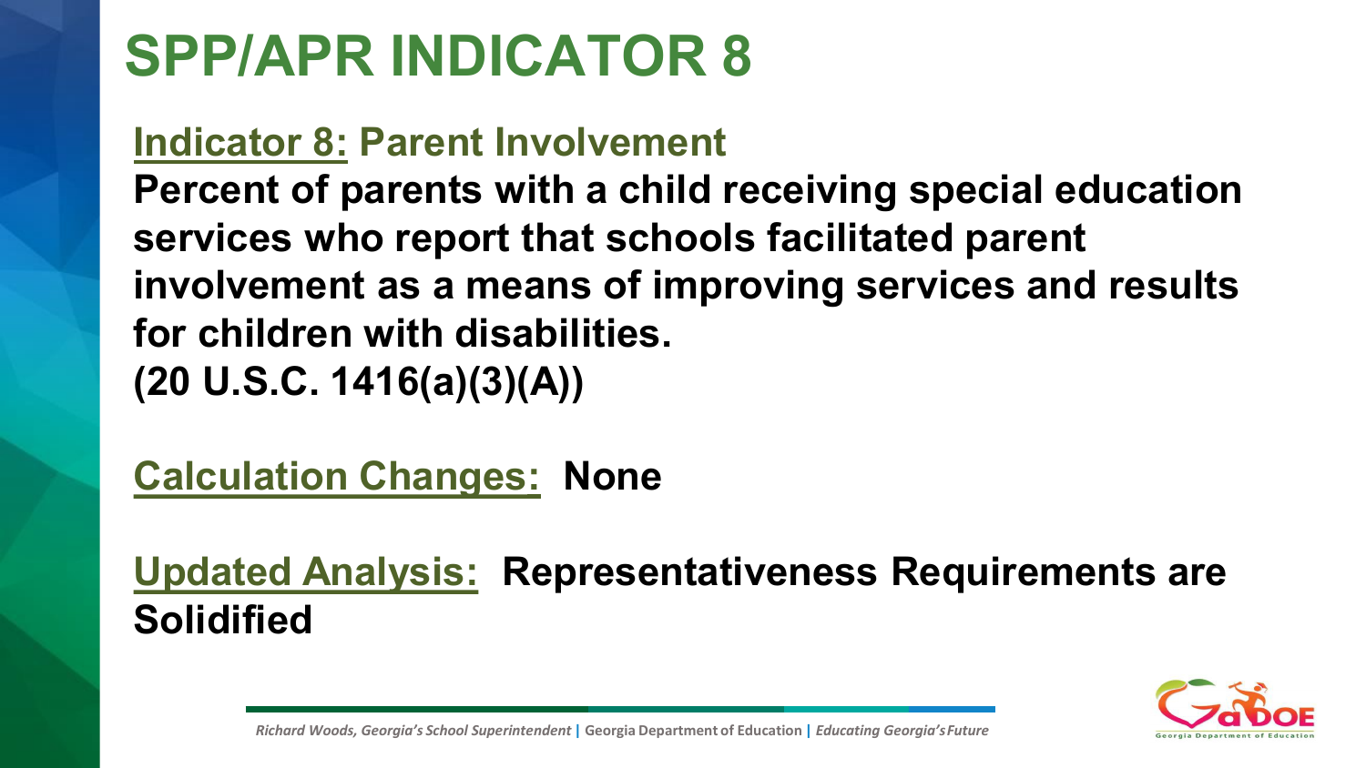# SPP/APR INDICATOR 8

**Indicator 8: Parent Involvement**

**Percent of parents with a child receiving special education services who report that schools facilitated parent involvement as a means of improving services and results for children with disabilities.**
**(20 U.S.C. 1416(a)(3)(A))**

**Calculation Changes: None**

**Updated Analysis: Representativeness Requirements are Solidified**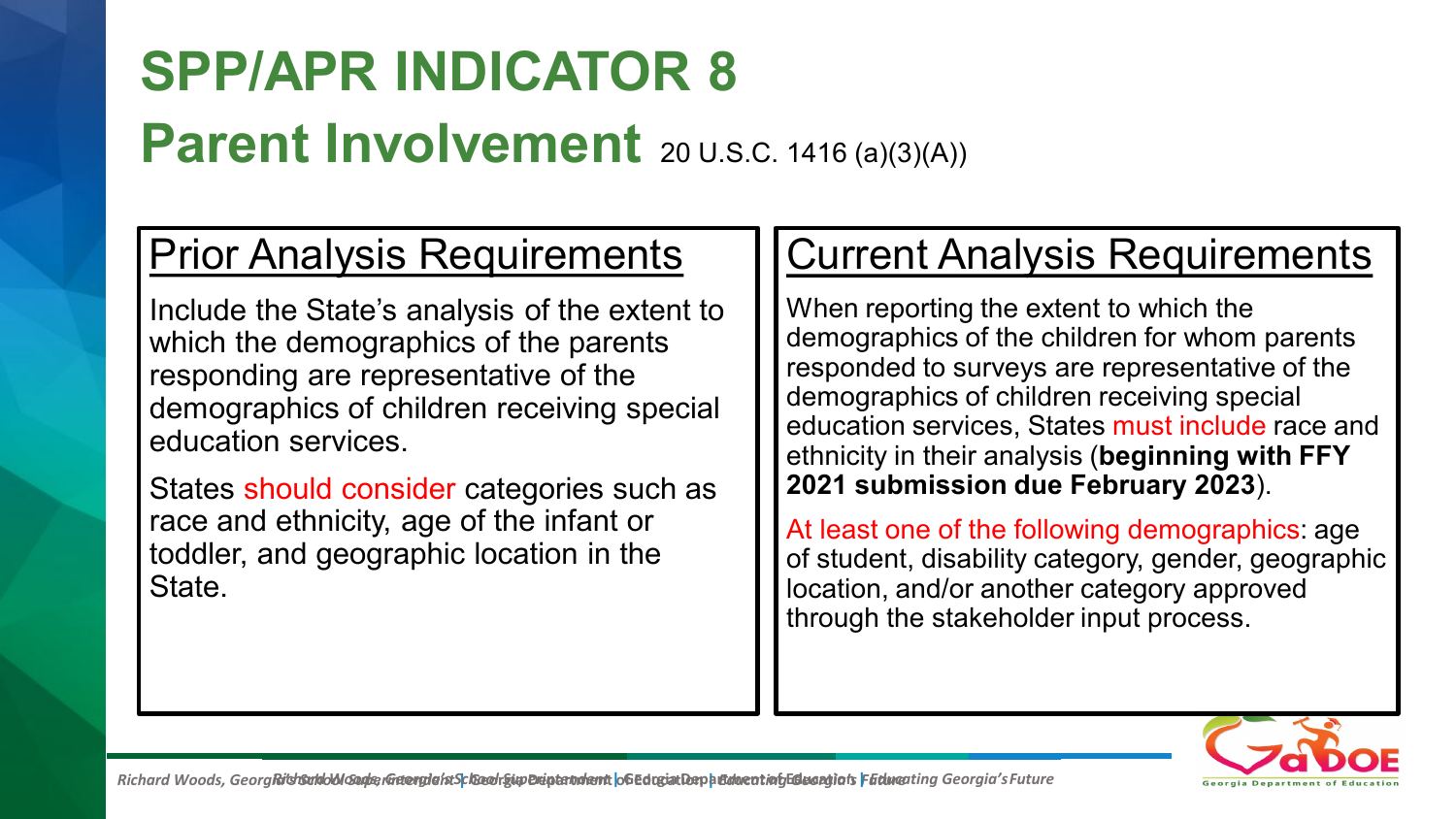# SPP/APR INDICATOR 8

## Parent Involvement 20 U.S.C. 1416 (a)(3)(A))

### Prior Analysis Requirements

Include the State's analysis of the extent to which the demographics of the parents responding are representative of the demographics of children receiving special education services.

States should consider categories such as race and ethnicity, age of the infant or toddler, and geographic location in the State.

### Current Analysis Requirements

When reporting the extent to which the demographics of the children for whom parents responded to surveys are representative of the demographics of children receiving special education services, States must include race and ethnicity in their analysis (**beginning with FFY 2021 submission due February 2023**).

At least one of the following demographics: age of student, disability category, gender, geographic location, and/or another category approved through the stakeholder input process.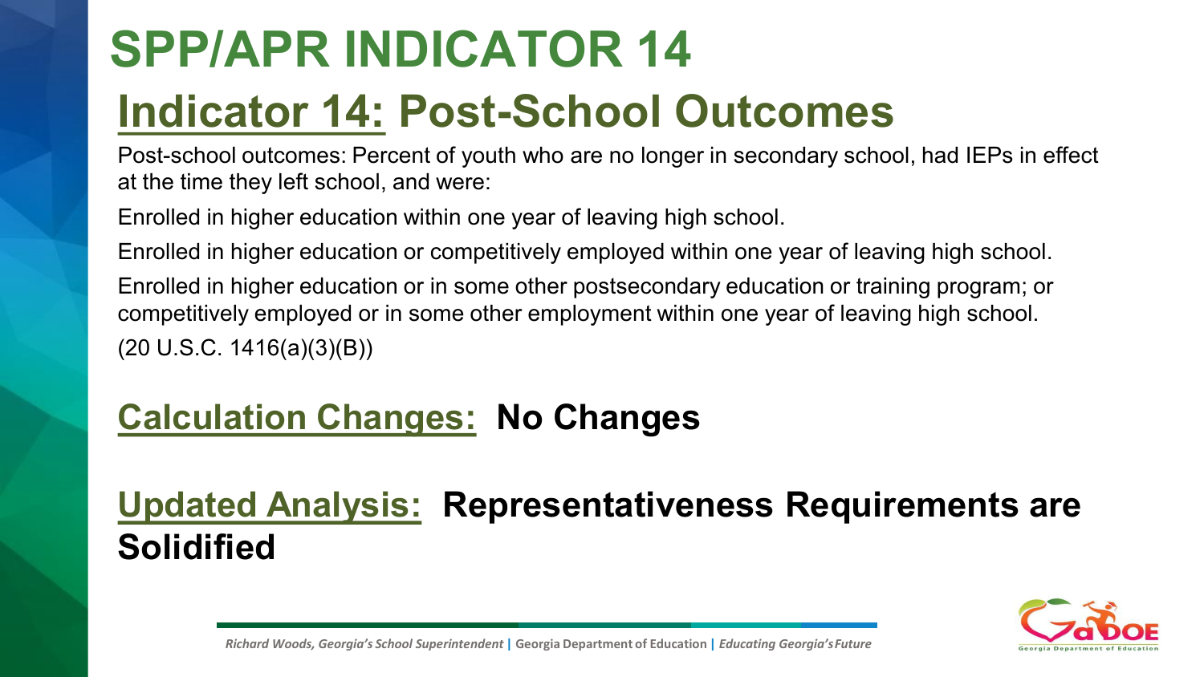# SPP/APR INDICATOR 14

## Indicator 14: Post-School Outcomes

Post-school outcomes: Percent of youth who are no longer in secondary school, had IEPs in effect at the time they left school, and were:

Enrolled in higher education within one year of leaving high school.

Enrolled in higher education or competitively employed within one year of leaving high school.

Enrolled in higher education or in some other postsecondary education or training program; or competitively employed or in some other employment within one year of leaving high school.

(20 U.S.C. 1416(a)(3)(B))

## Calculation Changes: **No Changes**

## Updated Analysis: **Representativeness Requirements are Solidified**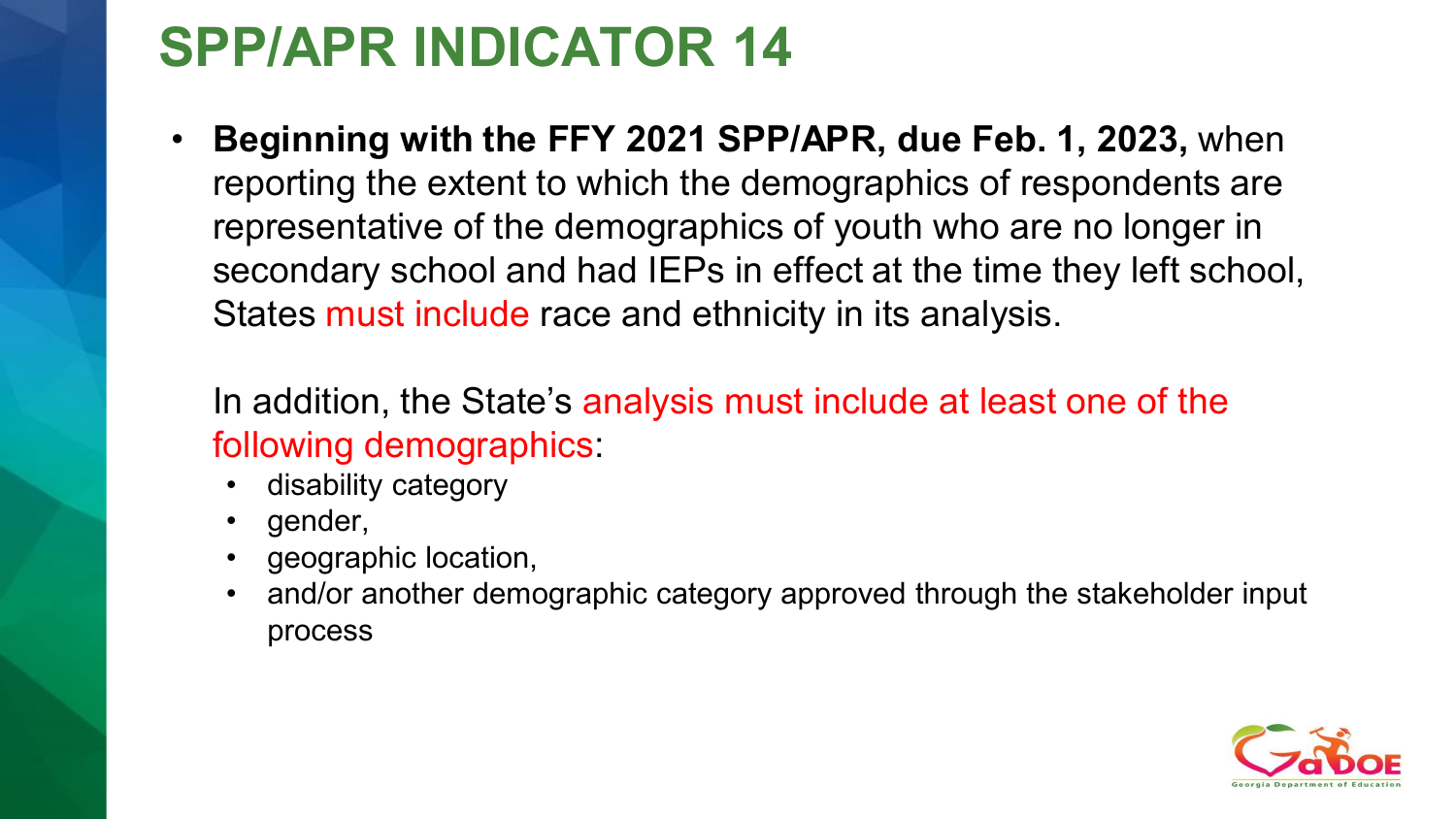# SPP/APR INDICATOR 14

- **Beginning with the FFY 2021 SPP/APR, due Feb. 1, 2023,** when reporting the extent to which the demographics of respondents are representative of the demographics of youth who are no longer in secondary school and had IEPs in effect at the time they left school, States must include race and ethnicity in its analysis.

  In addition, the State's analysis must include at least one of the following demographics:
  - disability category
  - gender,
  - geographic location,
  - and/or another demographic category approved through the stakeholder input process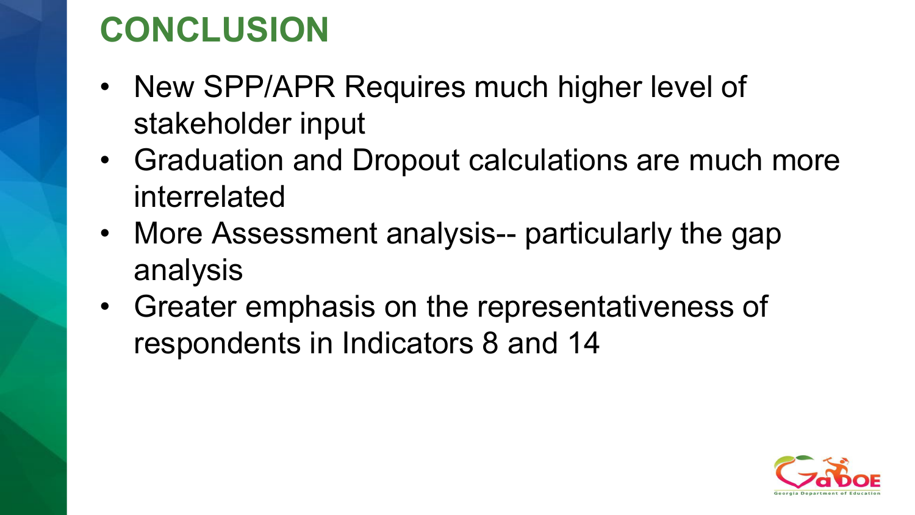# CONCLUSION

- New SPP/APR Requires much higher level of stakeholder input
- Graduation and Dropout calculations are much more interrelated
- More Assessment analysis-- particularly the gap analysis
- Greater emphasis on the representativeness of respondents in Indicators 8 and 14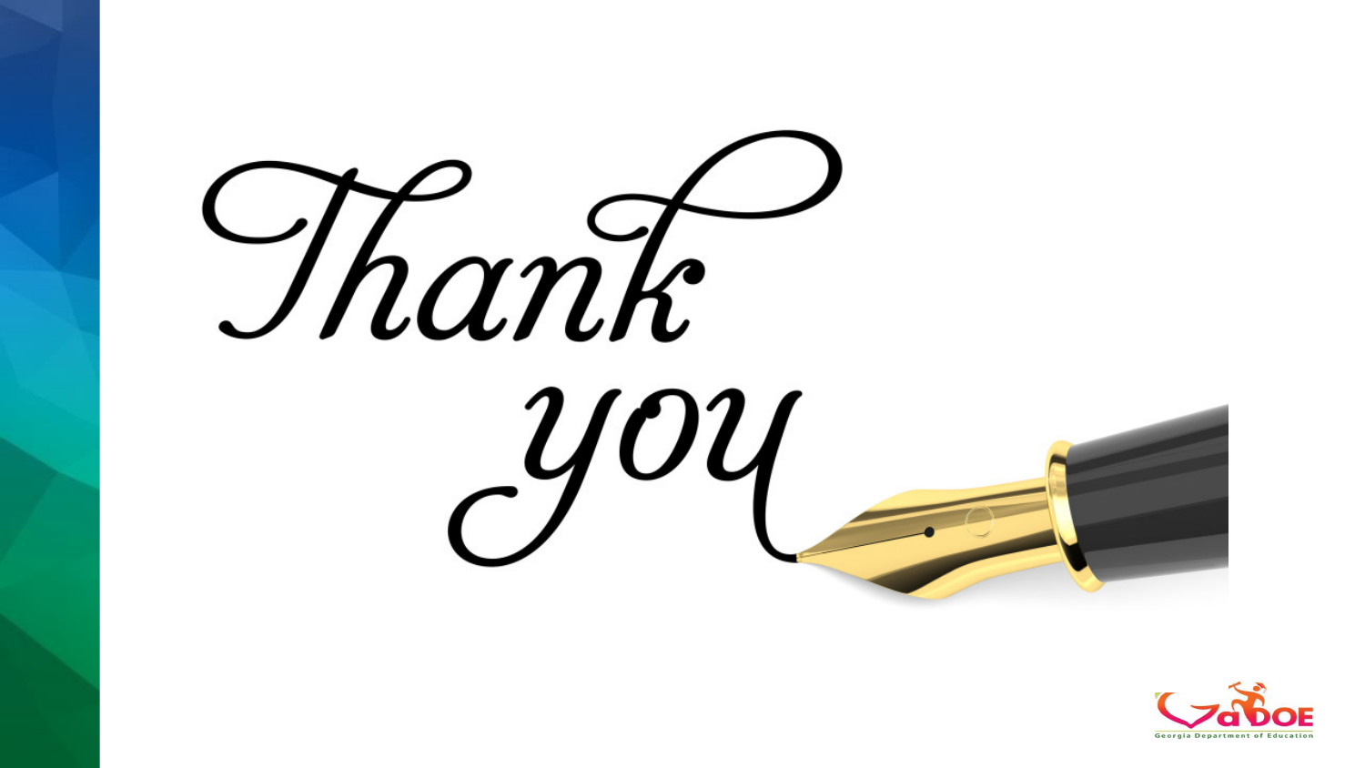Thank you

Georgia Department of Education